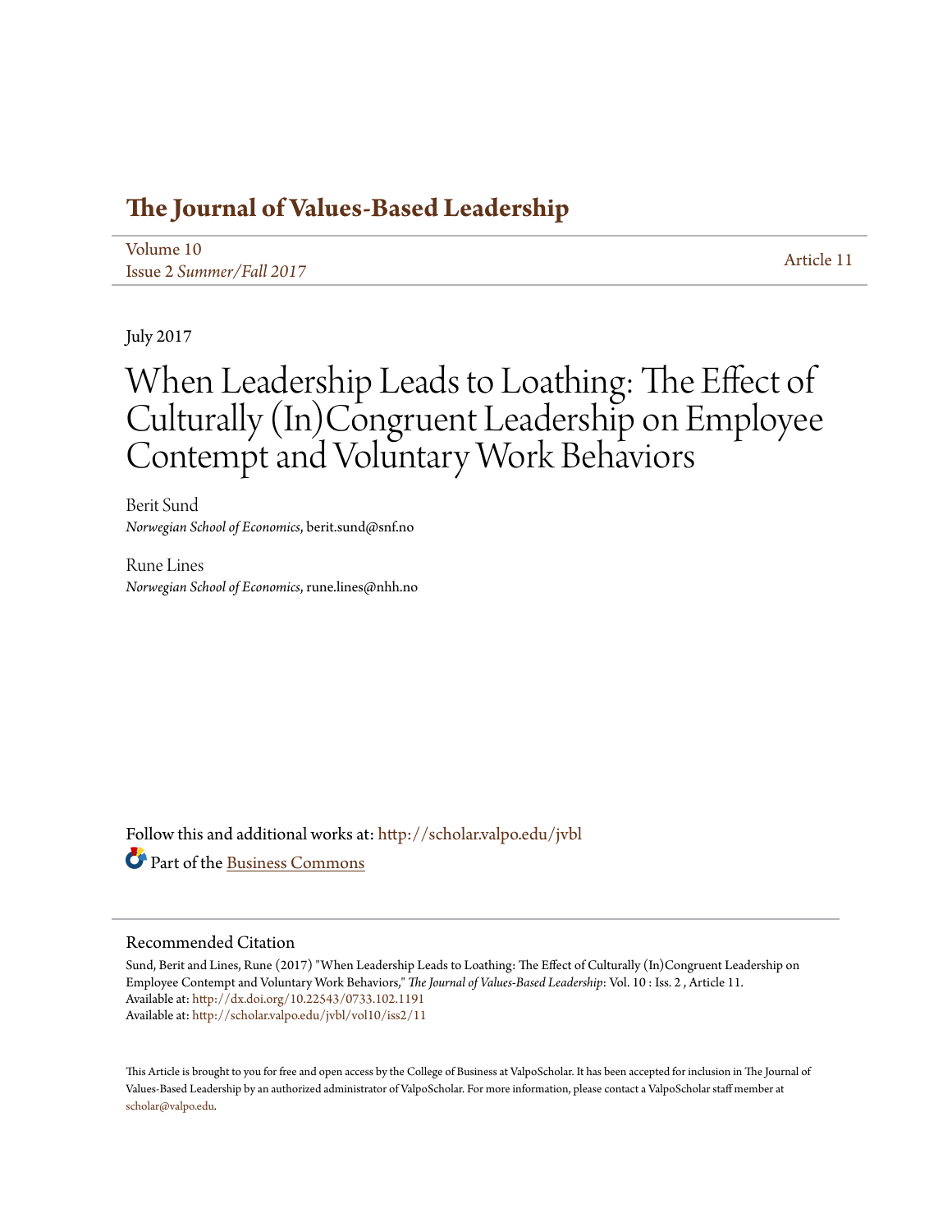# The Journal of Values-Based Leadership

Volume 10
Issue 2 *Summer/Fall 2017*

Article 11

July 2017

# When Leadership Leads to Loathing: The Effect of Culturally (In)Congruent Leadership on Employee Contempt and Voluntary Work Behaviors

Berit Sund
*Norwegian School of Economics*, berit.sund@snf.no

Rune Lines
*Norwegian School of Economics*, rune.lines@nhh.no

Follow this and additional works at: http://scholar.valpo.edu/jvbl

Part of the Business Commons

## Recommended Citation

Sund, Berit and Lines, Rune (2017) "When Leadership Leads to Loathing: The Effect of Culturally (In)Congruent Leadership on Employee Contempt and Voluntary Work Behaviors," *The Journal of Values-Based Leadership*: Vol. 10 : Iss. 2 , Article 11.
Available at: http://dx.doi.org/10.22543/0733.102.1191
Available at: http://scholar.valpo.edu/jvbl/vol10/iss2/11

This Article is brought to you for free and open access by the College of Business at ValpoScholar. It has been accepted for inclusion in The Journal of Values-Based Leadership by an authorized administrator of ValpoScholar. For more information, please contact a ValpoScholar staff member at scholar@valpo.edu.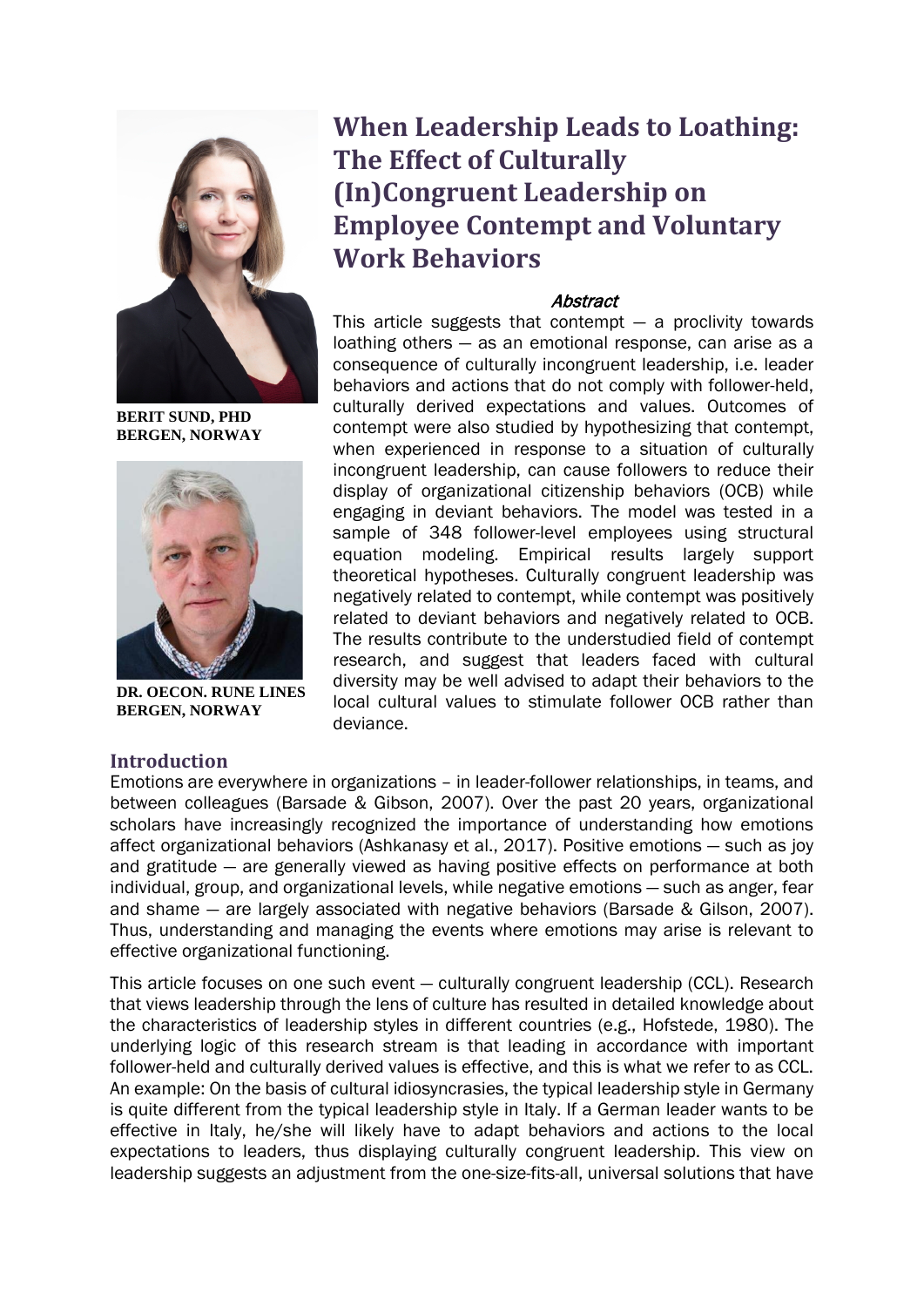# When Leadership Leads to Loathing: The Effect of Culturally (In)Congruent Leadership on Employee Contempt and Voluntary Work Behaviors

**BERIT SUND, PHD**
**BERGEN, NORWAY**

**DR. OECON. RUNE LINES**
**BERGEN, NORWAY**

### *Abstract*

This article suggests that contempt — a proclivity towards loathing others — as an emotional response, can arise as a consequence of culturally incongruent leadership, i.e. leader behaviors and actions that do not comply with follower-held, culturally derived expectations and values. Outcomes of contempt were also studied by hypothesizing that contempt, when experienced in response to a situation of culturally incongruent leadership, can cause followers to reduce their display of organizational citizenship behaviors (OCB) while engaging in deviant behaviors. The model was tested in a sample of 348 follower-level employees using structural equation modeling. Empirical results largely support theoretical hypotheses. Culturally congruent leadership was negatively related to contempt, while contempt was positively related to deviant behaviors and negatively related to OCB. The results contribute to the understudied field of contempt research, and suggest that leaders faced with cultural diversity may be well advised to adapt their behaviors to the local cultural values to stimulate follower OCB rather than deviance.

## Introduction

Emotions are everywhere in organizations – in leader-follower relationships, in teams, and between colleagues (Barsade & Gibson, 2007). Over the past 20 years, organizational scholars have increasingly recognized the importance of understanding how emotions affect organizational behaviors (Ashkanasy et al., 2017). Positive emotions — such as joy and gratitude — are generally viewed as having positive effects on performance at both individual, group, and organizational levels, while negative emotions — such as anger, fear and shame — are largely associated with negative behaviors (Barsade & Gilson, 2007). Thus, understanding and managing the events where emotions may arise is relevant to effective organizational functioning.

This article focuses on one such event — culturally congruent leadership (CCL). Research that views leadership through the lens of culture has resulted in detailed knowledge about the characteristics of leadership styles in different countries (e.g., Hofstede, 1980). The underlying logic of this research stream is that leading in accordance with important follower-held and culturally derived values is effective, and this is what we refer to as CCL. An example: On the basis of cultural idiosyncrasies, the typical leadership style in Germany is quite different from the typical leadership style in Italy. If a German leader wants to be effective in Italy, he/she will likely have to adapt behaviors and actions to the local expectations to leaders, thus displaying culturally congruent leadership. This view on leadership suggests an adjustment from the one-size-fits-all, universal solutions that have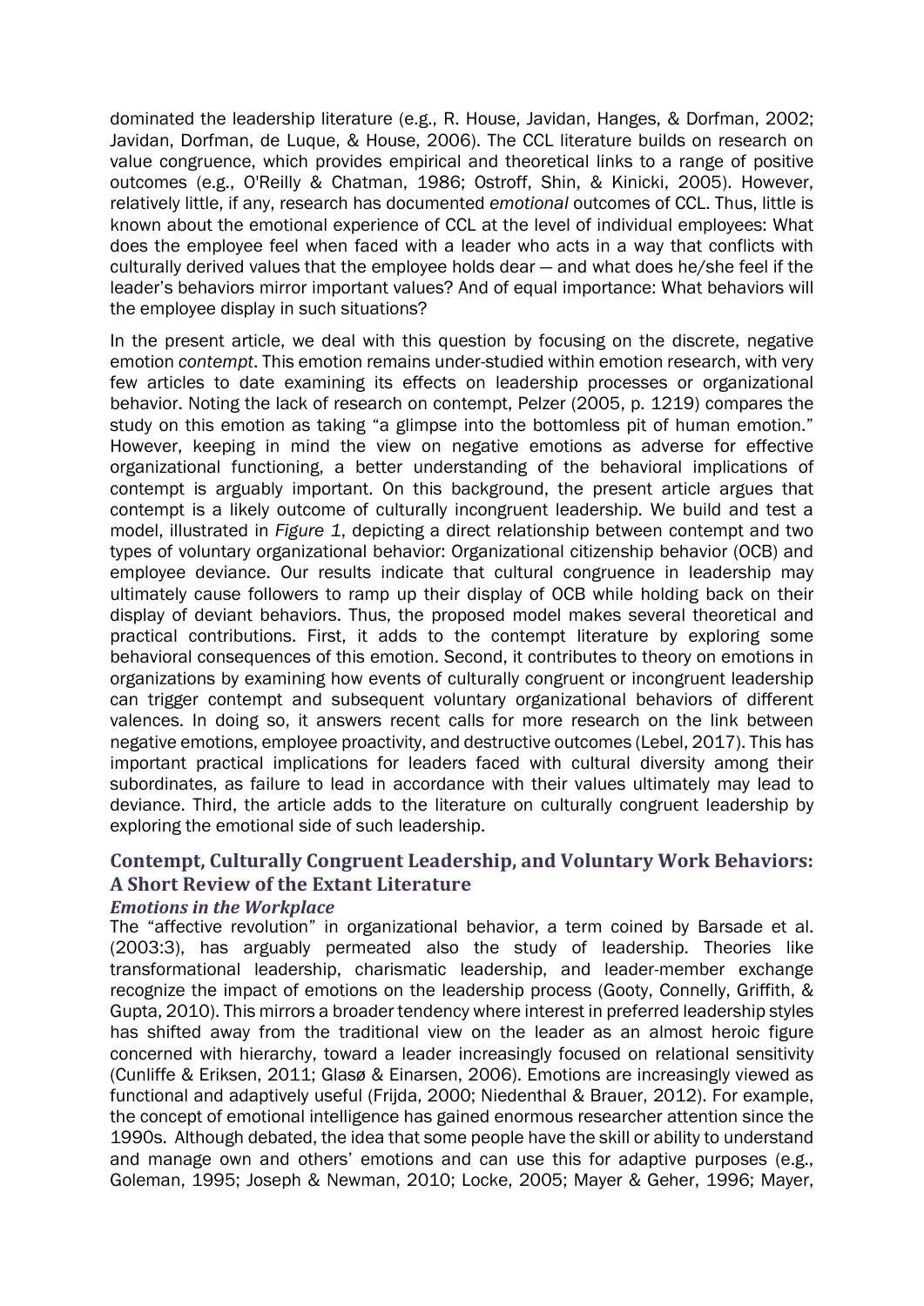dominated the leadership literature (e.g., R. House, Javidan, Hanges, & Dorfman, 2002; Javidan, Dorfman, de Luque, & House, 2006). The CCL literature builds on research on value congruence, which provides empirical and theoretical links to a range of positive outcomes (e.g., O'Reilly & Chatman, 1986; Ostroff, Shin, & Kinicki, 2005). However, relatively little, if any, research has documented *emotional* outcomes of CCL. Thus, little is known about the emotional experience of CCL at the level of individual employees: What does the employee feel when faced with a leader who acts in a way that conflicts with culturally derived values that the employee holds dear — and what does he/she feel if the leader's behaviors mirror important values? And of equal importance: What behaviors will the employee display in such situations?

In the present article, we deal with this question by focusing on the discrete, negative emotion *contempt*. This emotion remains under-studied within emotion research, with very few articles to date examining its effects on leadership processes or organizational behavior. Noting the lack of research on contempt, Pelzer (2005, p. 1219) compares the study on this emotion as taking "a glimpse into the bottomless pit of human emotion." However, keeping in mind the view on negative emotions as adverse for effective organizational functioning, a better understanding of the behavioral implications of contempt is arguably important. On this background, the present article argues that contempt is a likely outcome of culturally incongruent leadership. We build and test a model, illustrated in *Figure 1*, depicting a direct relationship between contempt and two types of voluntary organizational behavior: Organizational citizenship behavior (OCB) and employee deviance. Our results indicate that cultural congruence in leadership may ultimately cause followers to ramp up their display of OCB while holding back on their display of deviant behaviors. Thus, the proposed model makes several theoretical and practical contributions. First, it adds to the contempt literature by exploring some behavioral consequences of this emotion. Second, it contributes to theory on emotions in organizations by examining how events of culturally congruent or incongruent leadership can trigger contempt and subsequent voluntary organizational behaviors of different valences. In doing so, it answers recent calls for more research on the link between negative emotions, employee proactivity, and destructive outcomes (Lebel, 2017). This has important practical implications for leaders faced with cultural diversity among their subordinates, as failure to lead in accordance with their values ultimately may lead to deviance. Third, the article adds to the literature on culturally congruent leadership by exploring the emotional side of such leadership.

## Contempt, Culturally Congruent Leadership, and Voluntary Work Behaviors: A Short Review of the Extant Literature

### *Emotions in the Workplace*

The "affective revolution" in organizational behavior, a term coined by Barsade et al. (2003:3), has arguably permeated also the study of leadership. Theories like transformational leadership, charismatic leadership, and leader-member exchange recognize the impact of emotions on the leadership process (Gooty, Connelly, Griffith, & Gupta, 2010). This mirrors a broader tendency where interest in preferred leadership styles has shifted away from the traditional view on the leader as an almost heroic figure concerned with hierarchy, toward a leader increasingly focused on relational sensitivity (Cunliffe & Eriksen, 2011; Glasø & Einarsen, 2006). Emotions are increasingly viewed as functional and adaptively useful (Frijda, 2000; Niedenthal & Brauer, 2012). For example, the concept of emotional intelligence has gained enormous researcher attention since the 1990s. Although debated, the idea that some people have the skill or ability to understand and manage own and others' emotions and can use this for adaptive purposes (e.g., Goleman, 1995; Joseph & Newman, 2010; Locke, 2005; Mayer & Geher, 1996; Mayer,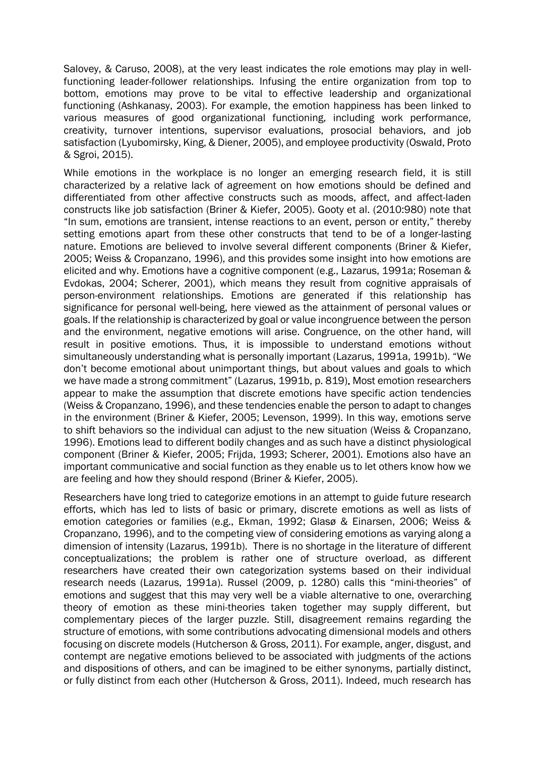Salovey, & Caruso, 2008), at the very least indicates the role emotions may play in well-functioning leader-follower relationships. Infusing the entire organization from top to bottom, emotions may prove to be vital to effective leadership and organizational functioning (Ashkanasy, 2003). For example, the emotion happiness has been linked to various measures of good organizational functioning, including work performance, creativity, turnover intentions, supervisor evaluations, prosocial behaviors, and job satisfaction (Lyubomirsky, King, & Diener, 2005), and employee productivity (Oswald, Proto & Sgroi, 2015).

While emotions in the workplace is no longer an emerging research field, it is still characterized by a relative lack of agreement on how emotions should be defined and differentiated from other affective constructs such as moods, affect, and affect-laden constructs like job satisfaction (Briner & Kiefer, 2005). Gooty et al. (2010:980) note that "In sum, emotions are transient, intense reactions to an event, person or entity," thereby setting emotions apart from these other constructs that tend to be of a longer-lasting nature. Emotions are believed to involve several different components (Briner & Kiefer, 2005; Weiss & Cropanzano, 1996), and this provides some insight into how emotions are elicited and why. Emotions have a cognitive component (e.g., Lazarus, 1991a; Roseman & Evdokas, 2004; Scherer, 2001), which means they result from cognitive appraisals of person-environment relationships. Emotions are generated if this relationship has significance for personal well-being, here viewed as the attainment of personal values or goals. If the relationship is characterized by goal or value incongruence between the person and the environment, negative emotions will arise. Congruence, on the other hand, will result in positive emotions. Thus, it is impossible to understand emotions without simultaneously understanding what is personally important (Lazarus, 1991a, 1991b). "We don't become emotional about unimportant things, but about values and goals to which we have made a strong commitment" (Lazarus, 1991b, p. 819). Most emotion researchers appear to make the assumption that discrete emotions have specific action tendencies (Weiss & Cropanzano, 1996), and these tendencies enable the person to adapt to changes in the environment (Briner & Kiefer, 2005; Levenson, 1999). In this way, emotions serve to shift behaviors so the individual can adjust to the new situation (Weiss & Cropanzano, 1996). Emotions lead to different bodily changes and as such have a distinct physiological component (Briner & Kiefer, 2005; Frijda, 1993; Scherer, 2001). Emotions also have an important communicative and social function as they enable us to let others know how we are feeling and how they should respond (Briner & Kiefer, 2005).

Researchers have long tried to categorize emotions in an attempt to guide future research efforts, which has led to lists of basic or primary, discrete emotions as well as lists of emotion categories or families (e.g., Ekman, 1992; Glasø & Einarsen, 2006; Weiss & Cropanzano, 1996), and to the competing view of considering emotions as varying along a dimension of intensity (Lazarus, 1991b). There is no shortage in the literature of different conceptualizations; the problem is rather one of structure overload, as different researchers have created their own categorization systems based on their individual research needs (Lazarus, 1991a). Russel (2009, p. 1280) calls this "mini-theories" of emotions and suggest that this may very well be a viable alternative to one, overarching theory of emotion as these mini-theories taken together may supply different, but complementary pieces of the larger puzzle. Still, disagreement remains regarding the structure of emotions, with some contributions advocating dimensional models and others focusing on discrete models (Hutcherson & Gross, 2011). For example, anger, disgust, and contempt are negative emotions believed to be associated with judgments of the actions and dispositions of others, and can be imagined to be either synonyms, partially distinct, or fully distinct from each other (Hutcherson & Gross, 2011). Indeed, much research has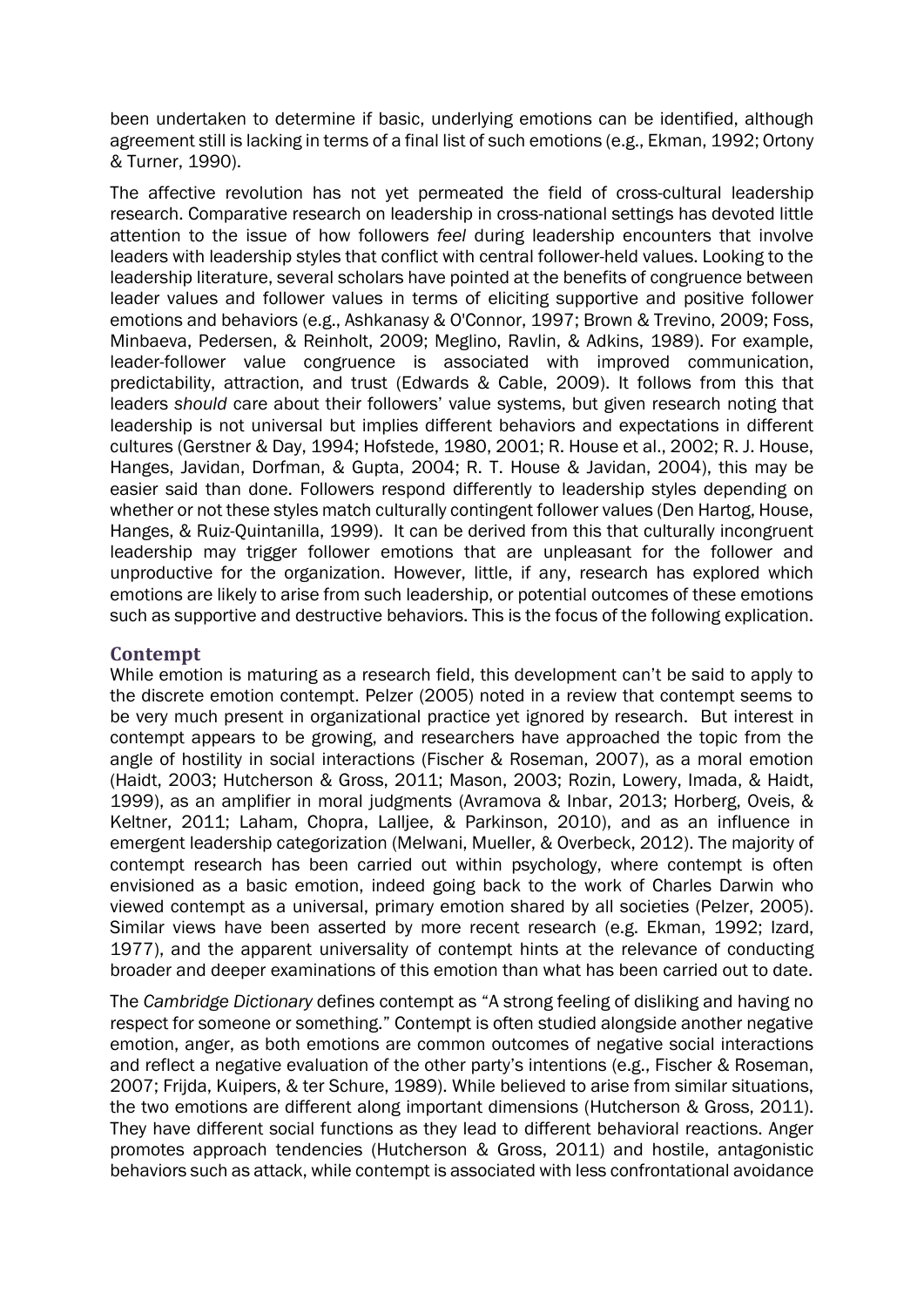been undertaken to determine if basic, underlying emotions can be identified, although agreement still is lacking in terms of a final list of such emotions (e.g., Ekman, 1992; Ortony & Turner, 1990).

The affective revolution has not yet permeated the field of cross-cultural leadership research. Comparative research on leadership in cross-national settings has devoted little attention to the issue of how followers *feel* during leadership encounters that involve leaders with leadership styles that conflict with central follower-held values. Looking to the leadership literature, several scholars have pointed at the benefits of congruence between leader values and follower values in terms of eliciting supportive and positive follower emotions and behaviors (e.g., Ashkanasy & O'Connor, 1997; Brown & Trevino, 2009; Foss, Minbaeva, Pedersen, & Reinholt, 2009; Meglino, Ravlin, & Adkins, 1989). For example, leader-follower value congruence is associated with improved communication, predictability, attraction, and trust (Edwards & Cable, 2009). It follows from this that leaders *should* care about their followers' value systems, but given research noting that leadership is not universal but implies different behaviors and expectations in different cultures (Gerstner & Day, 1994; Hofstede, 1980, 2001; R. House et al., 2002; R. J. House, Hanges, Javidan, Dorfman, & Gupta, 2004; R. T. House & Javidan, 2004), this may be easier said than done. Followers respond differently to leadership styles depending on whether or not these styles match culturally contingent follower values (Den Hartog, House, Hanges, & Ruiz-Quintanilla, 1999). It can be derived from this that culturally incongruent leadership may trigger follower emotions that are unpleasant for the follower and unproductive for the organization. However, little, if any, research has explored which emotions are likely to arise from such leadership, or potential outcomes of these emotions such as supportive and destructive behaviors. This is the focus of the following explication.

## Contempt

While emotion is maturing as a research field, this development can't be said to apply to the discrete emotion contempt. Pelzer (2005) noted in a review that contempt seems to be very much present in organizational practice yet ignored by research. But interest in contempt appears to be growing, and researchers have approached the topic from the angle of hostility in social interactions (Fischer & Roseman, 2007), as a moral emotion (Haidt, 2003; Hutcherson & Gross, 2011; Mason, 2003; Rozin, Lowery, Imada, & Haidt, 1999), as an amplifier in moral judgments (Avramova & Inbar, 2013; Horberg, Oveis, & Keltner, 2011; Laham, Chopra, Lalljee, & Parkinson, 2010), and as an influence in emergent leadership categorization (Melwani, Mueller, & Overbeck, 2012). The majority of contempt research has been carried out within psychology, where contempt is often envisioned as a basic emotion, indeed going back to the work of Charles Darwin who viewed contempt as a universal, primary emotion shared by all societies (Pelzer, 2005). Similar views have been asserted by more recent research (e.g. Ekman, 1992; Izard, 1977), and the apparent universality of contempt hints at the relevance of conducting broader and deeper examinations of this emotion than what has been carried out to date.

The *Cambridge Dictionary* defines contempt as "A strong feeling of disliking and having no respect for someone or something." Contempt is often studied alongside another negative emotion, anger, as both emotions are common outcomes of negative social interactions and reflect a negative evaluation of the other party's intentions (e.g., Fischer & Roseman, 2007; Frijda, Kuipers, & ter Schure, 1989). While believed to arise from similar situations, the two emotions are different along important dimensions (Hutcherson & Gross, 2011). They have different social functions as they lead to different behavioral reactions. Anger promotes approach tendencies (Hutcherson & Gross, 2011) and hostile, antagonistic behaviors such as attack, while contempt is associated with less confrontational avoidance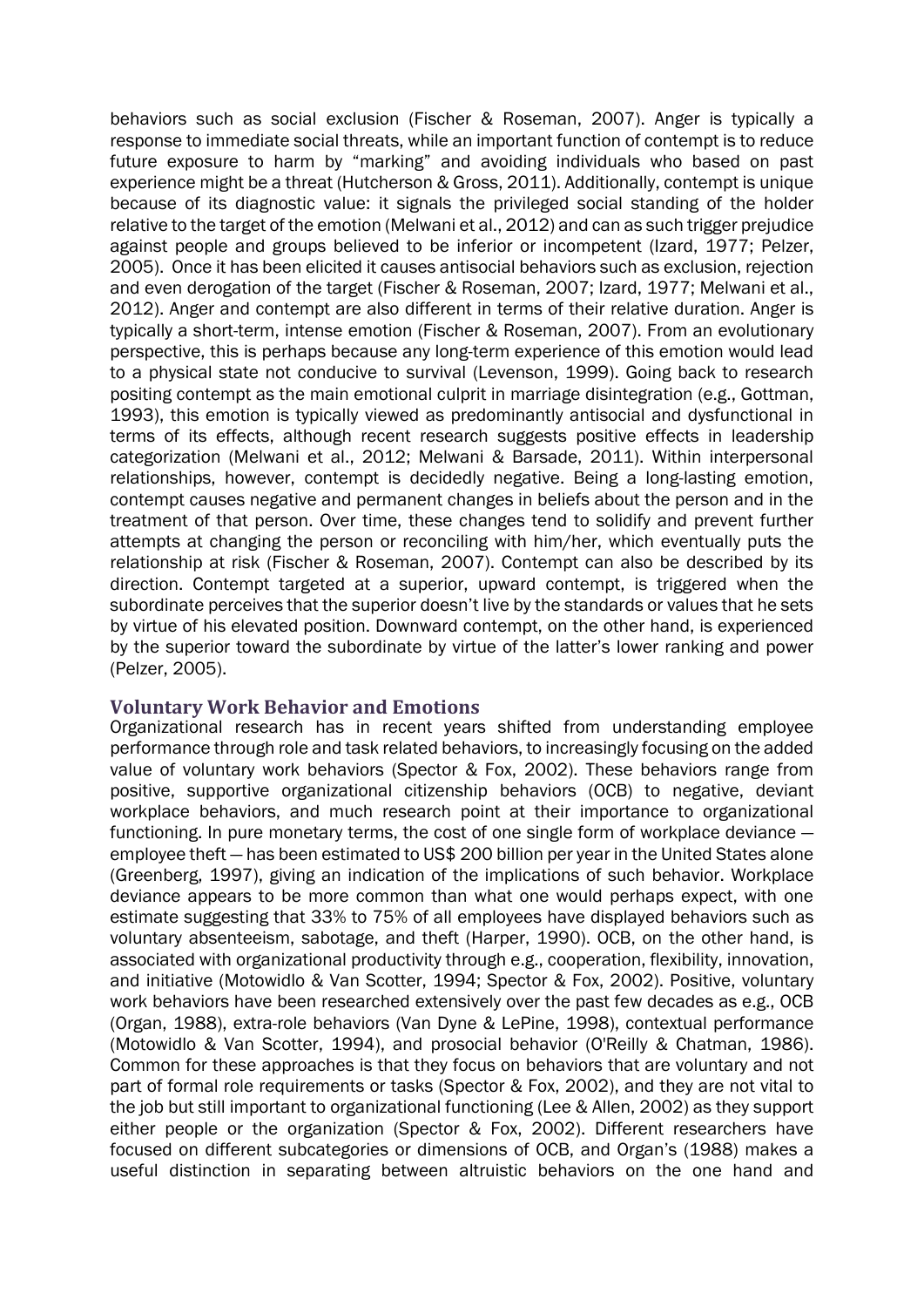behaviors such as social exclusion (Fischer & Roseman, 2007). Anger is typically a response to immediate social threats, while an important function of contempt is to reduce future exposure to harm by "marking" and avoiding individuals who based on past experience might be a threat (Hutcherson & Gross, 2011). Additionally, contempt is unique because of its diagnostic value: it signals the privileged social standing of the holder relative to the target of the emotion (Melwani et al., 2012) and can as such trigger prejudice against people and groups believed to be inferior or incompetent (Izard, 1977; Pelzer, 2005). Once it has been elicited it causes antisocial behaviors such as exclusion, rejection and even derogation of the target (Fischer & Roseman, 2007; Izard, 1977; Melwani et al., 2012). Anger and contempt are also different in terms of their relative duration. Anger is typically a short-term, intense emotion (Fischer & Roseman, 2007). From an evolutionary perspective, this is perhaps because any long-term experience of this emotion would lead to a physical state not conducive to survival (Levenson, 1999). Going back to research positing contempt as the main emotional culprit in marriage disintegration (e.g., Gottman, 1993), this emotion is typically viewed as predominantly antisocial and dysfunctional in terms of its effects, although recent research suggests positive effects in leadership categorization (Melwani et al., 2012; Melwani & Barsade, 2011). Within interpersonal relationships, however, contempt is decidedly negative. Being a long-lasting emotion, contempt causes negative and permanent changes in beliefs about the person and in the treatment of that person. Over time, these changes tend to solidify and prevent further attempts at changing the person or reconciling with him/her, which eventually puts the relationship at risk (Fischer & Roseman, 2007). Contempt can also be described by its direction. Contempt targeted at a superior, upward contempt, is triggered when the subordinate perceives that the superior doesn't live by the standards or values that he sets by virtue of his elevated position. Downward contempt, on the other hand, is experienced by the superior toward the subordinate by virtue of the latter's lower ranking and power (Pelzer, 2005).

## Voluntary Work Behavior and Emotions

Organizational research has in recent years shifted from understanding employee performance through role and task related behaviors, to increasingly focusing on the added value of voluntary work behaviors (Spector & Fox, 2002). These behaviors range from positive, supportive organizational citizenship behaviors (OCB) to negative, deviant workplace behaviors, and much research point at their importance to organizational functioning. In pure monetary terms, the cost of one single form of workplace deviance — employee theft — has been estimated to US$ 200 billion per year in the United States alone (Greenberg, 1997), giving an indication of the implications of such behavior. Workplace deviance appears to be more common than what one would perhaps expect, with one estimate suggesting that 33% to 75% of all employees have displayed behaviors such as voluntary absenteeism, sabotage, and theft (Harper, 1990). OCB, on the other hand, is associated with organizational productivity through e.g., cooperation, flexibility, innovation, and initiative (Motowidlo & Van Scotter, 1994; Spector & Fox, 2002). Positive, voluntary work behaviors have been researched extensively over the past few decades as e.g., OCB (Organ, 1988), extra-role behaviors (Van Dyne & LePine, 1998), contextual performance (Motowidlo & Van Scotter, 1994), and prosocial behavior (O'Reilly & Chatman, 1986). Common for these approaches is that they focus on behaviors that are voluntary and not part of formal role requirements or tasks (Spector & Fox, 2002), and they are not vital to the job but still important to organizational functioning (Lee & Allen, 2002) as they support either people or the organization (Spector & Fox, 2002). Different researchers have focused on different subcategories or dimensions of OCB, and Organ's (1988) makes a useful distinction in separating between altruistic behaviors on the one hand and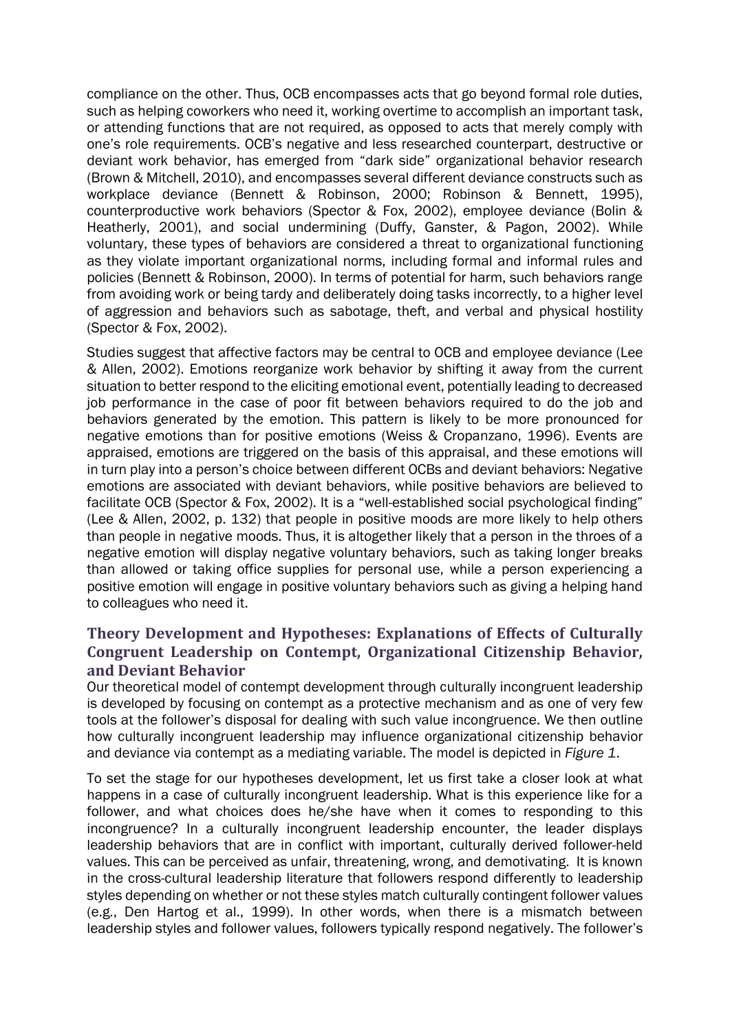compliance on the other. Thus, OCB encompasses acts that go beyond formal role duties, such as helping coworkers who need it, working overtime to accomplish an important task, or attending functions that are not required, as opposed to acts that merely comply with one's role requirements. OCB's negative and less researched counterpart, destructive or deviant work behavior, has emerged from "dark side" organizational behavior research (Brown & Mitchell, 2010), and encompasses several different deviance constructs such as workplace deviance (Bennett & Robinson, 2000; Robinson & Bennett, 1995), counterproductive work behaviors (Spector & Fox, 2002), employee deviance (Bolin & Heatherly, 2001), and social undermining (Duffy, Ganster, & Pagon, 2002). While voluntary, these types of behaviors are considered a threat to organizational functioning as they violate important organizational norms, including formal and informal rules and policies (Bennett & Robinson, 2000). In terms of potential for harm, such behaviors range from avoiding work or being tardy and deliberately doing tasks incorrectly, to a higher level of aggression and behaviors such as sabotage, theft, and verbal and physical hostility (Spector & Fox, 2002).

Studies suggest that affective factors may be central to OCB and employee deviance (Lee & Allen, 2002). Emotions reorganize work behavior by shifting it away from the current situation to better respond to the eliciting emotional event, potentially leading to decreased job performance in the case of poor fit between behaviors required to do the job and behaviors generated by the emotion. This pattern is likely to be more pronounced for negative emotions than for positive emotions (Weiss & Cropanzano, 1996). Events are appraised, emotions are triggered on the basis of this appraisal, and these emotions will in turn play into a person's choice between different OCBs and deviant behaviors: Negative emotions are associated with deviant behaviors, while positive behaviors are believed to facilitate OCB (Spector & Fox, 2002). It is a "well-established social psychological finding" (Lee & Allen, 2002, p. 132) that people in positive moods are more likely to help others than people in negative moods. Thus, it is altogether likely that a person in the throes of a negative emotion will display negative voluntary behaviors, such as taking longer breaks than allowed or taking office supplies for personal use, while a person experiencing a positive emotion will engage in positive voluntary behaviors such as giving a helping hand to colleagues who need it.

## Theory Development and Hypotheses: Explanations of Effects of Culturally Congruent Leadership on Contempt, Organizational Citizenship Behavior, and Deviant Behavior

Our theoretical model of contempt development through culturally incongruent leadership is developed by focusing on contempt as a protective mechanism and as one of very few tools at the follower's disposal for dealing with such value incongruence. We then outline how culturally incongruent leadership may influence organizational citizenship behavior and deviance via contempt as a mediating variable. The model is depicted in *Figure 1*.

To set the stage for our hypotheses development, let us first take a closer look at what happens in a case of culturally incongruent leadership. What is this experience like for a follower, and what choices does he/she have when it comes to responding to this incongruence? In a culturally incongruent leadership encounter, the leader displays leadership behaviors that are in conflict with important, culturally derived follower-held values. This can be perceived as unfair, threatening, wrong, and demotivating. It is known in the cross-cultural leadership literature that followers respond differently to leadership styles depending on whether or not these styles match culturally contingent follower values (e.g., Den Hartog et al., 1999). In other words, when there is a mismatch between leadership styles and follower values, followers typically respond negatively. The follower's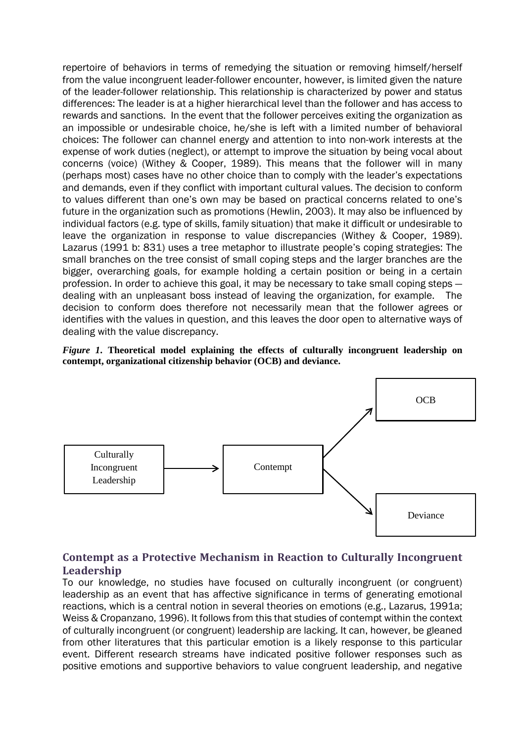repertoire of behaviors in terms of remedying the situation or removing himself/herself from the value incongruent leader-follower encounter, however, is limited given the nature of the leader-follower relationship. This relationship is characterized by power and status differences: The leader is at a higher hierarchical level than the follower and has access to rewards and sanctions. In the event that the follower perceives exiting the organization as an impossible or undesirable choice, he/she is left with a limited number of behavioral choices: The follower can channel energy and attention to into non-work interests at the expense of work duties (neglect), or attempt to improve the situation by being vocal about concerns (voice) (Withey & Cooper, 1989). This means that the follower will in many (perhaps most) cases have no other choice than to comply with the leader's expectations and demands, even if they conflict with important cultural values. The decision to conform to values different than one's own may be based on practical concerns related to one's future in the organization such as promotions (Hewlin, 2003). It may also be influenced by individual factors (e.g. type of skills, family situation) that make it difficult or undesirable to leave the organization in response to value discrepancies (Withey & Cooper, 1989). Lazarus (1991 b: 831) uses a tree metaphor to illustrate people's coping strategies: The small branches on the tree consist of small coping steps and the larger branches are the bigger, overarching goals, for example holding a certain position or being in a certain profession. In order to achieve this goal, it may be necessary to take small coping steps — dealing with an unpleasant boss instead of leaving the organization, for example. The decision to conform does therefore not necessarily mean that the follower agrees or identifies with the values in question, and this leaves the door open to alternative ways of dealing with the value discrepancy.

***Figure 1.* Theoretical model explaining the effects of culturally incongruent leadership on contempt, organizational citizenship behavior (OCB) and deviance.**

Culturally Incongruent Leadership → Contempt → OCB; Contempt → Deviance

## Contempt as a Protective Mechanism in Reaction to Culturally Incongruent Leadership

To our knowledge, no studies have focused on culturally incongruent (or congruent) leadership as an event that has affective significance in terms of generating emotional reactions, which is a central notion in several theories on emotions (e.g., Lazarus, 1991a; Weiss & Cropanzano, 1996). It follows from this that studies of contempt within the context of culturally incongruent (or congruent) leadership are lacking. It can, however, be gleaned from other literatures that this particular emotion is a likely response to this particular event. Different research streams have indicated positive follower responses such as positive emotions and supportive behaviors to value congruent leadership, and negative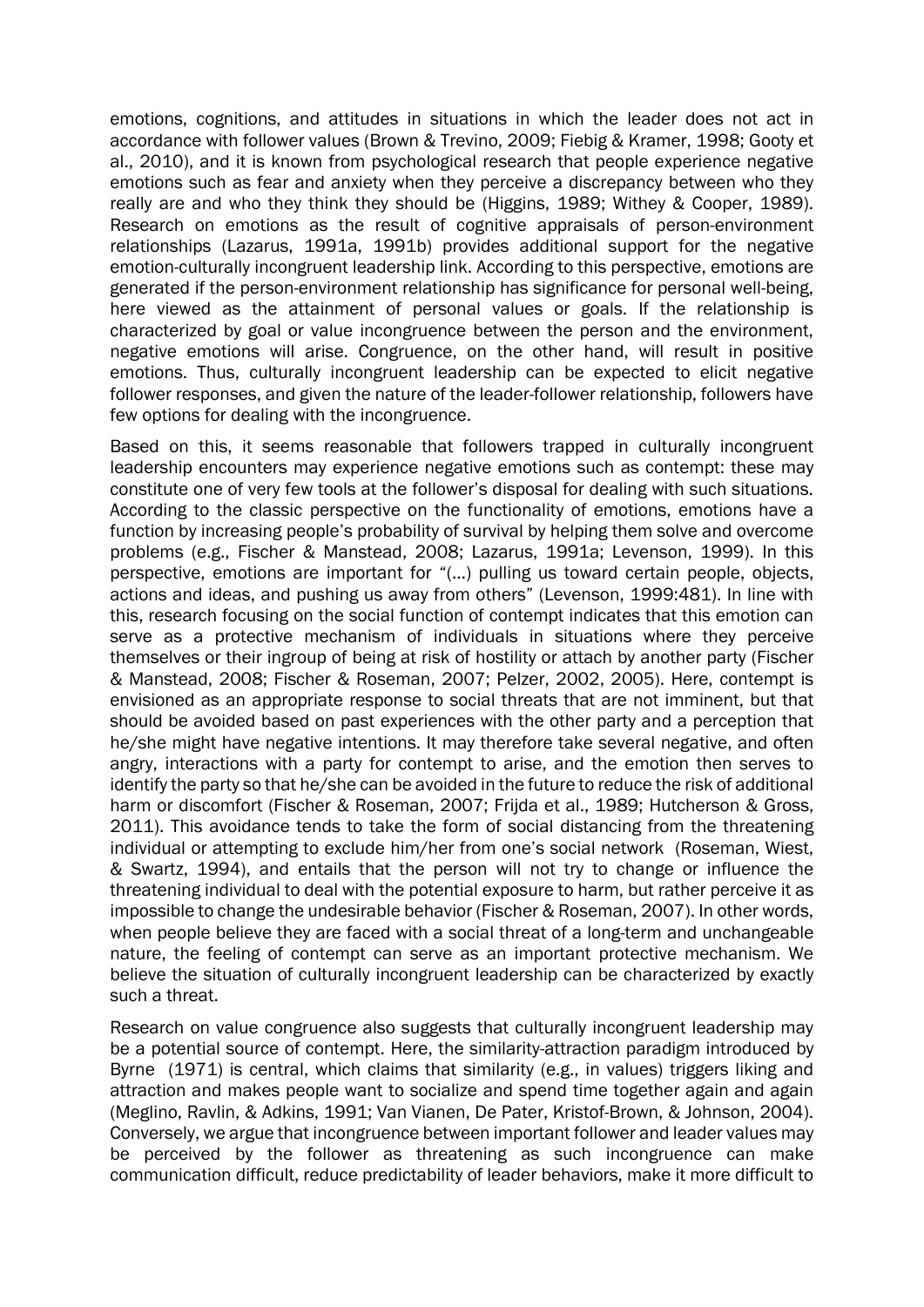emotions, cognitions, and attitudes in situations in which the leader does not act in accordance with follower values (Brown & Trevino, 2009; Fiebig & Kramer, 1998; Gooty et al., 2010), and it is known from psychological research that people experience negative emotions such as fear and anxiety when they perceive a discrepancy between who they really are and who they think they should be (Higgins, 1989; Withey & Cooper, 1989). Research on emotions as the result of cognitive appraisals of person-environment relationships (Lazarus, 1991a, 1991b) provides additional support for the negative emotion-culturally incongruent leadership link. According to this perspective, emotions are generated if the person-environment relationship has significance for personal well-being, here viewed as the attainment of personal values or goals. If the relationship is characterized by goal or value incongruence between the person and the environment, negative emotions will arise. Congruence, on the other hand, will result in positive emotions. Thus, culturally incongruent leadership can be expected to elicit negative follower responses, and given the nature of the leader-follower relationship, followers have few options for dealing with the incongruence.

Based on this, it seems reasonable that followers trapped in culturally incongruent leadership encounters may experience negative emotions such as contempt: these may constitute one of very few tools at the follower's disposal for dealing with such situations. According to the classic perspective on the functionality of emotions, emotions have a function by increasing people's probability of survival by helping them solve and overcome problems (e.g., Fischer & Manstead, 2008; Lazarus, 1991a; Levenson, 1999). In this perspective, emotions are important for "(…) pulling us toward certain people, objects, actions and ideas, and pushing us away from others" (Levenson, 1999:481). In line with this, research focusing on the social function of contempt indicates that this emotion can serve as a protective mechanism of individuals in situations where they perceive themselves or their ingroup of being at risk of hostility or attach by another party (Fischer & Manstead, 2008; Fischer & Roseman, 2007; Pelzer, 2002, 2005). Here, contempt is envisioned as an appropriate response to social threats that are not imminent, but that should be avoided based on past experiences with the other party and a perception that he/she might have negative intentions. It may therefore take several negative, and often angry, interactions with a party for contempt to arise, and the emotion then serves to identify the party so that he/she can be avoided in the future to reduce the risk of additional harm or discomfort (Fischer & Roseman, 2007; Frijda et al., 1989; Hutcherson & Gross, 2011). This avoidance tends to take the form of social distancing from the threatening individual or attempting to exclude him/her from one's social network (Roseman, Wiest, & Swartz, 1994), and entails that the person will not try to change or influence the threatening individual to deal with the potential exposure to harm, but rather perceive it as impossible to change the undesirable behavior (Fischer & Roseman, 2007). In other words, when people believe they are faced with a social threat of a long-term and unchangeable nature, the feeling of contempt can serve as an important protective mechanism. We believe the situation of culturally incongruent leadership can be characterized by exactly such a threat.

Research on value congruence also suggests that culturally incongruent leadership may be a potential source of contempt. Here, the similarity-attraction paradigm introduced by Byrne (1971) is central, which claims that similarity (e.g., in values) triggers liking and attraction and makes people want to socialize and spend time together again and again (Meglino, Ravlin, & Adkins, 1991; Van Vianen, De Pater, Kristof-Brown, & Johnson, 2004). Conversely, we argue that incongruence between important follower and leader values may be perceived by the follower as threatening as such incongruence can make communication difficult, reduce predictability of leader behaviors, make it more difficult to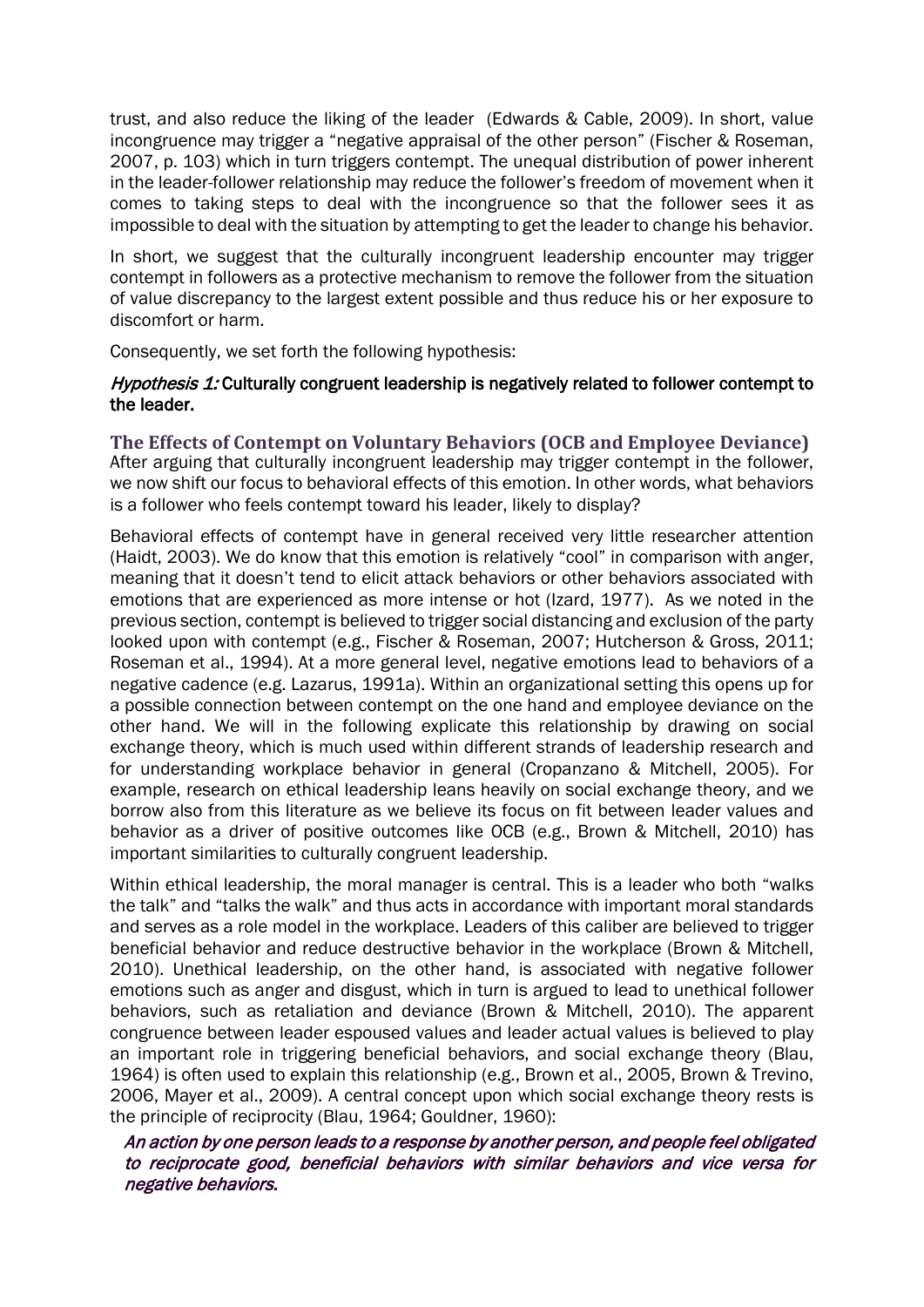trust, and also reduce the liking of the leader (Edwards & Cable, 2009). In short, value incongruence may trigger a "negative appraisal of the other person" (Fischer & Roseman, 2007, p. 103) which in turn triggers contempt. The unequal distribution of power inherent in the leader-follower relationship may reduce the follower's freedom of movement when it comes to taking steps to deal with the incongruence so that the follower sees it as impossible to deal with the situation by attempting to get the leader to change his behavior.

In short, we suggest that the culturally incongruent leadership encounter may trigger contempt in followers as a protective mechanism to remove the follower from the situation of value discrepancy to the largest extent possible and thus reduce his or her exposure to discomfort or harm.

Consequently, we set forth the following hypothesis:

***Hypothesis 1:*** **Culturally congruent leadership is negatively related to follower contempt to the leader.**

## The Effects of Contempt on Voluntary Behaviors (OCB and Employee Deviance)

After arguing that culturally incongruent leadership may trigger contempt in the follower, we now shift our focus to behavioral effects of this emotion. In other words, what behaviors is a follower who feels contempt toward his leader, likely to display?

Behavioral effects of contempt have in general received very little researcher attention (Haidt, 2003). We do know that this emotion is relatively "cool" in comparison with anger, meaning that it doesn't tend to elicit attack behaviors or other behaviors associated with emotions that are experienced as more intense or hot (Izard, 1977). As we noted in the previous section, contempt is believed to trigger social distancing and exclusion of the party looked upon with contempt (e.g., Fischer & Roseman, 2007; Hutcherson & Gross, 2011; Roseman et al., 1994). At a more general level, negative emotions lead to behaviors of a negative cadence (e.g. Lazarus, 1991a). Within an organizational setting this opens up for a possible connection between contempt on the one hand and employee deviance on the other hand. We will in the following explicate this relationship by drawing on social exchange theory, which is much used within different strands of leadership research and for understanding workplace behavior in general (Cropanzano & Mitchell, 2005). For example, research on ethical leadership leans heavily on social exchange theory, and we borrow also from this literature as we believe its focus on fit between leader values and behavior as a driver of positive outcomes like OCB (e.g., Brown & Mitchell, 2010) has important similarities to culturally congruent leadership.

Within ethical leadership, the moral manager is central. This is a leader who both "walks the talk" and "talks the walk" and thus acts in accordance with important moral standards and serves as a role model in the workplace. Leaders of this caliber are believed to trigger beneficial behavior and reduce destructive behavior in the workplace (Brown & Mitchell, 2010). Unethical leadership, on the other hand, is associated with negative follower emotions such as anger and disgust, which in turn is argued to lead to unethical follower behaviors, such as retaliation and deviance (Brown & Mitchell, 2010). The apparent congruence between leader espoused values and leader actual values is believed to play an important role in triggering beneficial behaviors, and social exchange theory (Blau, 1964) is often used to explain this relationship (e.g., Brown et al., 2005, Brown & Trevino, 2006, Mayer et al., 2009). A central concept upon which social exchange theory rests is the principle of reciprocity (Blau, 1964; Gouldner, 1960):

> *An action by one person leads to a response by another person, and people feel obligated to reciprocate good, beneficial behaviors with similar behaviors and vice versa for negative behaviors.*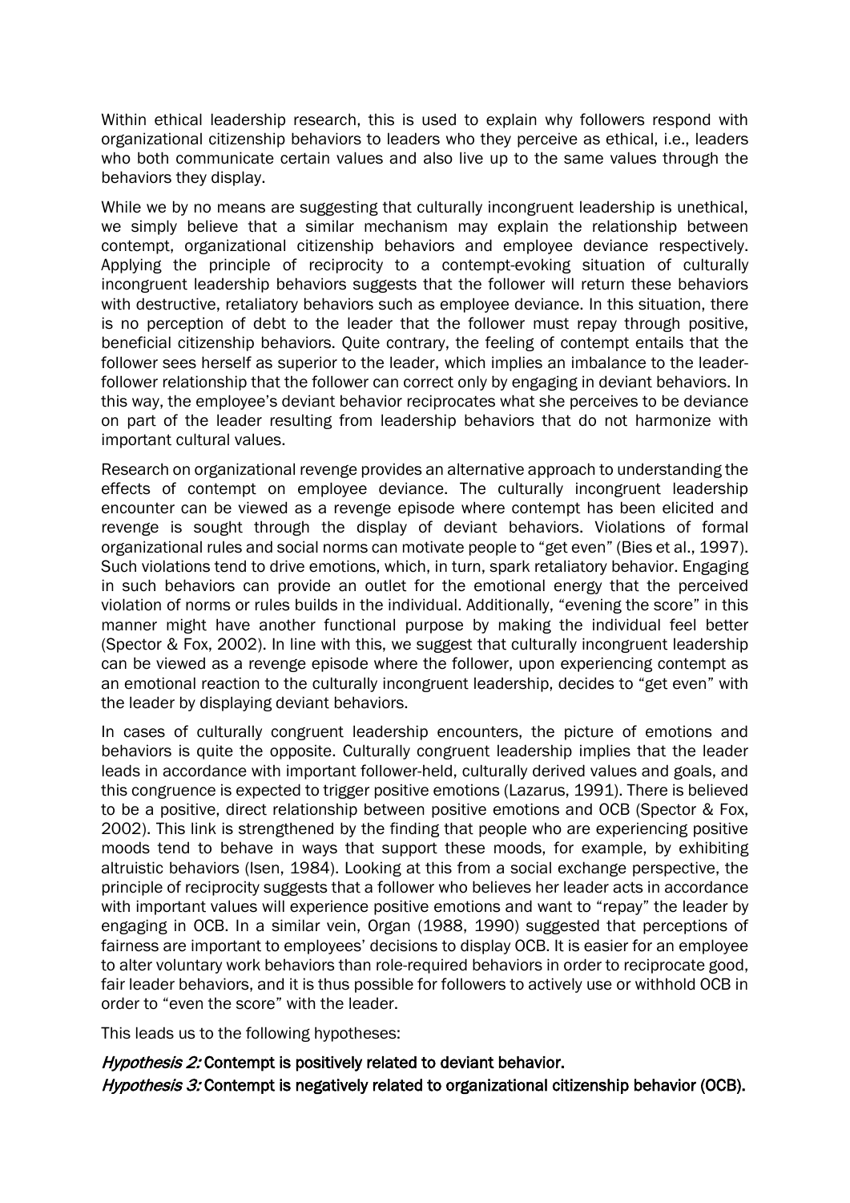Within ethical leadership research, this is used to explain why followers respond with organizational citizenship behaviors to leaders who they perceive as ethical, i.e., leaders who both communicate certain values and also live up to the same values through the behaviors they display.

While we by no means are suggesting that culturally incongruent leadership is unethical, we simply believe that a similar mechanism may explain the relationship between contempt, organizational citizenship behaviors and employee deviance respectively. Applying the principle of reciprocity to a contempt-evoking situation of culturally incongruent leadership behaviors suggests that the follower will return these behaviors with destructive, retaliatory behaviors such as employee deviance. In this situation, there is no perception of debt to the leader that the follower must repay through positive, beneficial citizenship behaviors. Quite contrary, the feeling of contempt entails that the follower sees herself as superior to the leader, which implies an imbalance to the leader-follower relationship that the follower can correct only by engaging in deviant behaviors. In this way, the employee's deviant behavior reciprocates what she perceives to be deviance on part of the leader resulting from leadership behaviors that do not harmonize with important cultural values.

Research on organizational revenge provides an alternative approach to understanding the effects of contempt on employee deviance. The culturally incongruent leadership encounter can be viewed as a revenge episode where contempt has been elicited and revenge is sought through the display of deviant behaviors. Violations of formal organizational rules and social norms can motivate people to "get even" (Bies et al., 1997). Such violations tend to drive emotions, which, in turn, spark retaliatory behavior. Engaging in such behaviors can provide an outlet for the emotional energy that the perceived violation of norms or rules builds in the individual. Additionally, "evening the score" in this manner might have another functional purpose by making the individual feel better (Spector & Fox, 2002). In line with this, we suggest that culturally incongruent leadership can be viewed as a revenge episode where the follower, upon experiencing contempt as an emotional reaction to the culturally incongruent leadership, decides to "get even" with the leader by displaying deviant behaviors.

In cases of culturally congruent leadership encounters, the picture of emotions and behaviors is quite the opposite. Culturally congruent leadership implies that the leader leads in accordance with important follower-held, culturally derived values and goals, and this congruence is expected to trigger positive emotions (Lazarus, 1991). There is believed to be a positive, direct relationship between positive emotions and OCB (Spector & Fox, 2002). This link is strengthened by the finding that people who are experiencing positive moods tend to behave in ways that support these moods, for example, by exhibiting altruistic behaviors (Isen, 1984). Looking at this from a social exchange perspective, the principle of reciprocity suggests that a follower who believes her leader acts in accordance with important values will experience positive emotions and want to "repay" the leader by engaging in OCB. In a similar vein, Organ (1988, 1990) suggested that perceptions of fairness are important to employees' decisions to display OCB. It is easier for an employee to alter voluntary work behaviors than role-required behaviors in order to reciprocate good, fair leader behaviors, and it is thus possible for followers to actively use or withhold OCB in order to "even the score" with the leader.

This leads us to the following hypotheses:

***Hypothesis 2:*** **Contempt is positively related to deviant behavior.**

***Hypothesis 3:*** **Contempt is negatively related to organizational citizenship behavior (OCB).**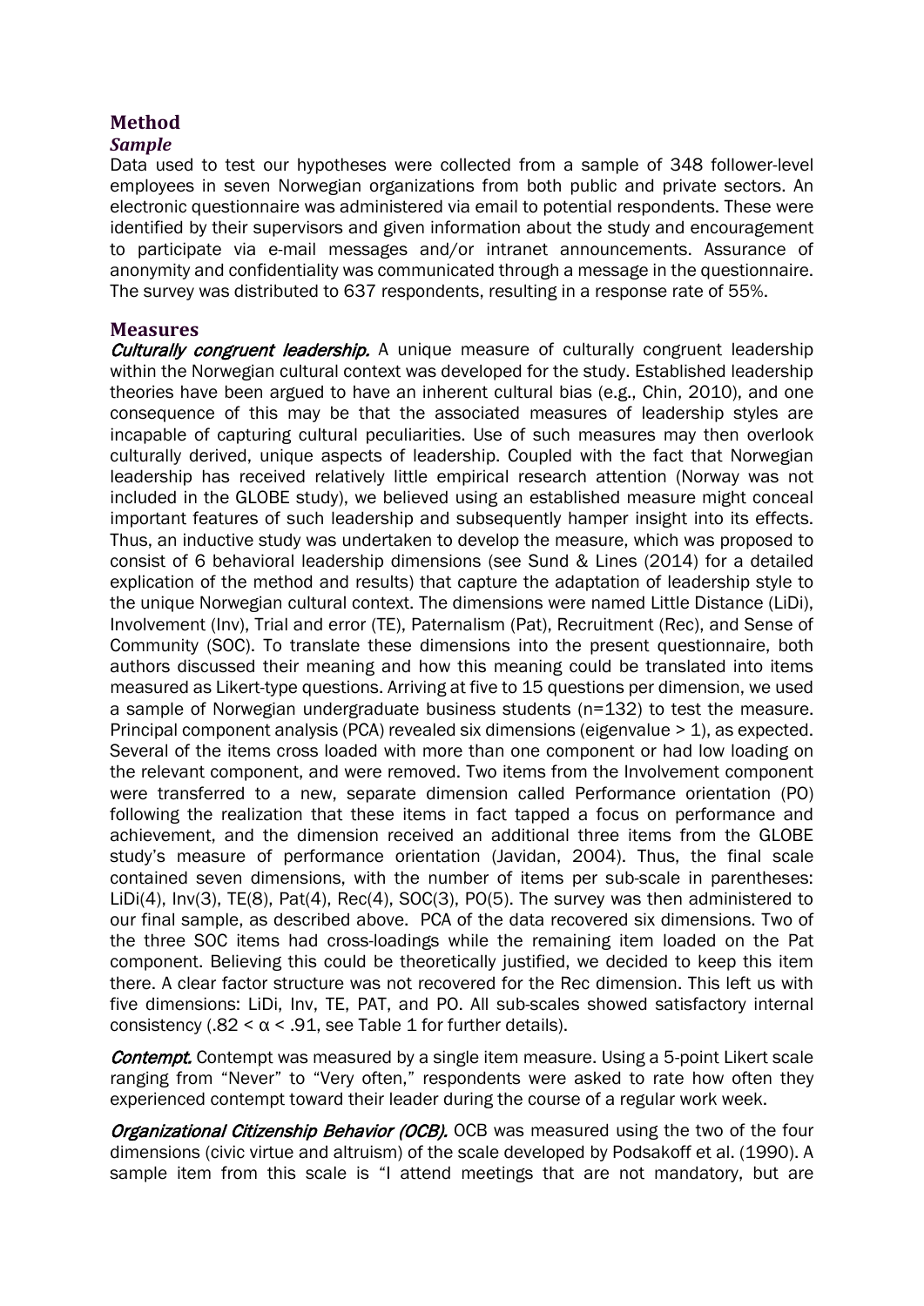## Method

### *Sample*

Data used to test our hypotheses were collected from a sample of 348 follower-level employees in seven Norwegian organizations from both public and private sectors. An electronic questionnaire was administered via email to potential respondents. These were identified by their supervisors and given information about the study and encouragement to participate via e-mail messages and/or intranet announcements. Assurance of anonymity and confidentiality was communicated through a message in the questionnaire. The survey was distributed to 637 respondents, resulting in a response rate of 55%.

### Measures

***Culturally congruent leadership.*** A unique measure of culturally congruent leadership within the Norwegian cultural context was developed for the study. Established leadership theories have been argued to have an inherent cultural bias (e.g., Chin, 2010), and one consequence of this may be that the associated measures of leadership styles are incapable of capturing cultural peculiarities. Use of such measures may then overlook culturally derived, unique aspects of leadership. Coupled with the fact that Norwegian leadership has received relatively little empirical research attention (Norway was not included in the GLOBE study), we believed using an established measure might conceal important features of such leadership and subsequently hamper insight into its effects. Thus, an inductive study was undertaken to develop the measure, which was proposed to consist of 6 behavioral leadership dimensions (see Sund & Lines (2014) for a detailed explication of the method and results) that capture the adaptation of leadership style to the unique Norwegian cultural context. The dimensions were named Little Distance (LiDi), Involvement (Inv), Trial and error (TE), Paternalism (Pat), Recruitment (Rec), and Sense of Community (SOC). To translate these dimensions into the present questionnaire, both authors discussed their meaning and how this meaning could be translated into items measured as Likert-type questions. Arriving at five to 15 questions per dimension, we used a sample of Norwegian undergraduate business students (n=132) to test the measure. Principal component analysis (PCA) revealed six dimensions (eigenvalue > 1), as expected. Several of the items cross loaded with more than one component or had low loading on the relevant component, and were removed. Two items from the Involvement component were transferred to a new, separate dimension called Performance orientation (PO) following the realization that these items in fact tapped a focus on performance and achievement, and the dimension received an additional three items from the GLOBE study's measure of performance orientation (Javidan, 2004). Thus, the final scale contained seven dimensions, with the number of items per sub-scale in parentheses: LiDi(4), Inv(3), TE(8), Pat(4), Rec(4), SOC(3), PO(5). The survey was then administered to our final sample, as described above. PCA of the data recovered six dimensions. Two of the three SOC items had cross-loadings while the remaining item loaded on the Pat component. Believing this could be theoretically justified, we decided to keep this item there. A clear factor structure was not recovered for the Rec dimension. This left us with five dimensions: LiDi, Inv, TE, PAT, and PO. All sub-scales showed satisfactory internal consistency ($.82 < \alpha < .91$, see Table 1 for further details).

***Contempt.*** Contempt was measured by a single item measure. Using a 5-point Likert scale ranging from "Never" to "Very often," respondents were asked to rate how often they experienced contempt toward their leader during the course of a regular work week.

***Organizational Citizenship Behavior (OCB).*** OCB was measured using the two of the four dimensions (civic virtue and altruism) of the scale developed by Podsakoff et al. (1990). A sample item from this scale is "I attend meetings that are not mandatory, but are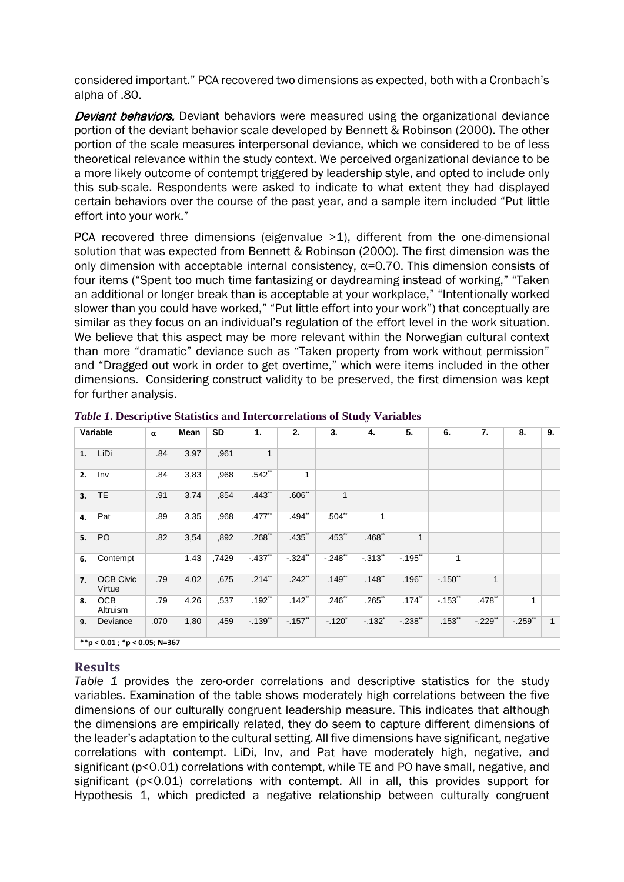considered important." PCA recovered two dimensions as expected, both with a Cronbach's alpha of .80.

***Deviant behaviors.*** Deviant behaviors were measured using the organizational deviance portion of the deviant behavior scale developed by Bennett & Robinson (2000). The other portion of the scale measures interpersonal deviance, which we considered to be of less theoretical relevance within the study context. We perceived organizational deviance to be a more likely outcome of contempt triggered by leadership style, and opted to include only this sub-scale. Respondents were asked to indicate to what extent they had displayed certain behaviors over the course of the past year, and a sample item included "Put little effort into your work."

PCA recovered three dimensions (eigenvalue >1), different from the one-dimensional solution that was expected from Bennett & Robinson (2000). The first dimension was the only dimension with acceptable internal consistency, α=0.70. This dimension consists of four items ("Spent too much time fantasizing or daydreaming instead of working," "Taken an additional or longer break than is acceptable at your workplace," "Intentionally worked slower than you could have worked," "Put little effort into your work") that conceptually are similar as they focus on an individual's regulation of the effort level in the work situation. We believe that this aspect may be more relevant within the Norwegian cultural context than more "dramatic" deviance such as "Taken property from work without permission" and "Dragged out work in order to get overtime," which were items included in the other dimensions. Considering construct validity to be preserved, the first dimension was kept for further analysis.

***Table 1*. Descriptive Statistics and Intercorrelations of Study Variables**

| | Variable | α | Mean | SD | 1. | 2. | 3. | 4. | 5. | 6. | 7. | 8. | 9. |
|---|---|---|---|---|---|---|---|---|---|---|---|---|---|
| **1.** | LiDi | .84 | 3,97 | ,961 | 1 | | | | | | | | |
| **2.** | Inv | .84 | 3,83 | ,968 | .542** | 1 | | | | | | | |
| **3.** | TE | .91 | 3,74 | ,854 | .443** | .606** | 1 | | | | | | |
| **4.** | Pat | .89 | 3,35 | ,968 | .477** | .494** | .504** | 1 | | | | | |
| **5.** | PO | .82 | 3,54 | ,892 | .268** | .435** | .453** | .468** | 1 | | | | |
| **6.** | Contempt | | 1,43 | ,7429 | -.437** | -.324** | -.248** | -.313** | -.195** | 1 | | | |
| **7.** | OCB Civic Virtue | .79 | 4,02 | ,675 | .214** | .242** | .149** | .148** | .196** | -.150** | 1 | | |
| **8.** | OCB Altruism | .79 | 4,26 | ,537 | .192** | .142** | .246** | .265** | .174** | -.153** | .478** | 1 | |
| **9.** | Deviance | .070 | 1,80 | ,459 | -.139** | -.157** | -.120* | -.132* | -.238** | .153** | -.229** | -.259** | 1 |

**\*\*p < 0.01 ; \*p < 0.05; N=367**

## Results

*Table 1* provides the zero-order correlations and descriptive statistics for the study variables. Examination of the table shows moderately high correlations between the five dimensions of our culturally congruent leadership measure. This indicates that although the dimensions are empirically related, they do seem to capture different dimensions of the leader's adaptation to the cultural setting. All five dimensions have significant, negative correlations with contempt. LiDi, Inv, and Pat have moderately high, negative, and significant ($p<0.01$) correlations with contempt, while TE and PO have small, negative, and significant ($p<0.01$) correlations with contempt. All in all, this provides support for Hypothesis 1, which predicted a negative relationship between culturally congruent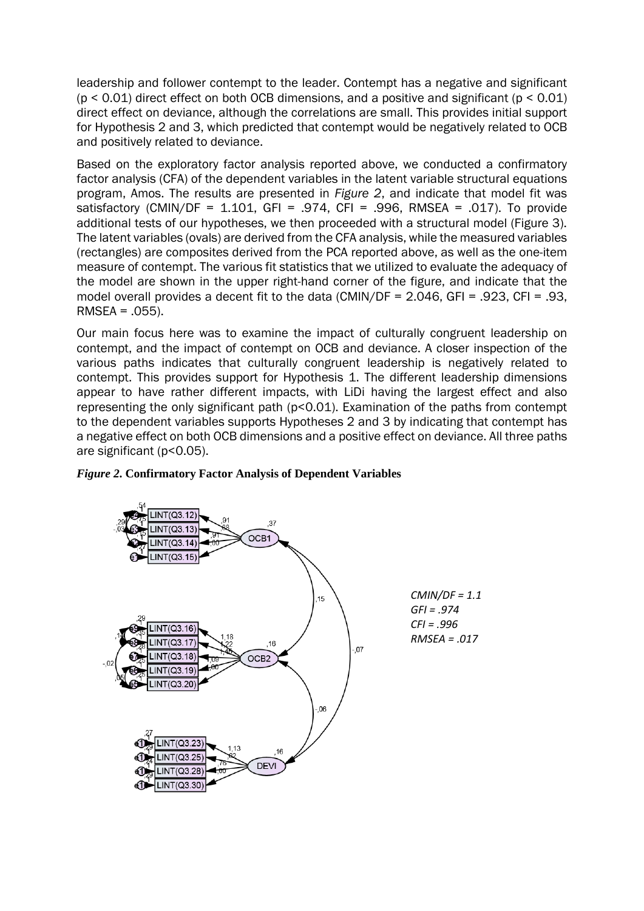leadership and follower contempt to the leader. Contempt has a negative and significant ($p < 0.01$) direct effect on both OCB dimensions, and a positive and significant ($p < 0.01$) direct effect on deviance, although the correlations are small. This provides initial support for Hypothesis 2 and 3, which predicted that contempt would be negatively related to OCB and positively related to deviance.

Based on the exploratory factor analysis reported above, we conducted a confirmatory factor analysis (CFA) of the dependent variables in the latent variable structural equations program, Amos. The results are presented in *Figure 2*, and indicate that model fit was satisfactory (CMIN/DF = 1.101, GFI = .974, CFI = .996, RMSEA = .017). To provide additional tests of our hypotheses, we then proceeded with a structural model (Figure 3). The latent variables (ovals) are derived from the CFA analysis, while the measured variables (rectangles) are composites derived from the PCA reported above, as well as the one-item measure of contempt. The various fit statistics that we utilized to evaluate the adequacy of the model are shown in the upper right-hand corner of the figure, and indicate that the model overall provides a decent fit to the data (CMIN/DF = 2.046, GFI = .923, CFI = .93, RMSEA = .055).

Our main focus here was to examine the impact of culturally congruent leadership on contempt, and the impact of contempt on OCB and deviance. A closer inspection of the various paths indicates that culturally congruent leadership is negatively related to contempt. This provides support for Hypothesis 1. The different leadership dimensions appear to have rather different impacts, with LiDi having the largest effect and also representing the only significant path ($p<0.01$). Examination of the paths from contempt to the dependent variables supports Hypotheses 2 and 3 by indicating that contempt has a negative effect on both OCB dimensions and a positive effect on deviance. All three paths are significant ($p<0.05$).

***Figure 2*. Confirmatory Factor Analysis of Dependent Variables**

*CMIN/DF = 1.1*
*GFI = .974*
*CFI = .996*
*RMSEA = .017*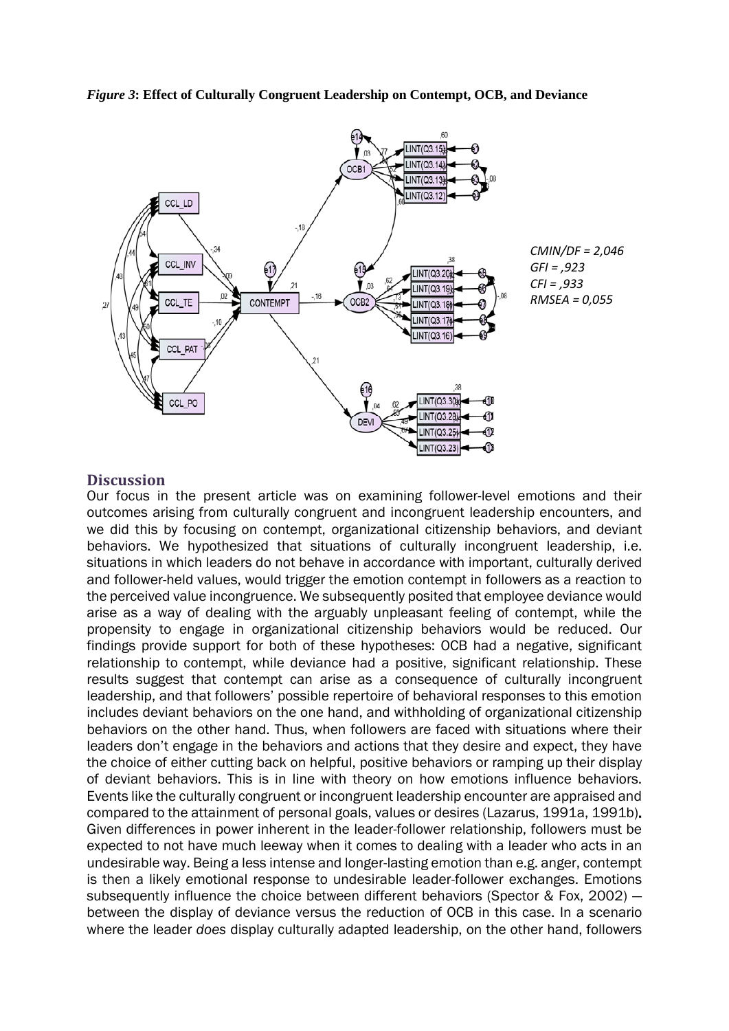*Figure 3*: **Effect of Culturally Congruent Leadership on Contempt, OCB, and Deviance**

*CMIN/DF = 2,046*
*GFI = ,923*
*CFI = ,933*
*RMSEA = 0,055*

## Discussion

Our focus in the present article was on examining follower-level emotions and their outcomes arising from culturally congruent and incongruent leadership encounters, and we did this by focusing on contempt, organizational citizenship behaviors, and deviant behaviors. We hypothesized that situations of culturally incongruent leadership, i.e. situations in which leaders do not behave in accordance with important, culturally derived and follower-held values, would trigger the emotion contempt in followers as a reaction to the perceived value incongruence. We subsequently posited that employee deviance would arise as a way of dealing with the arguably unpleasant feeling of contempt, while the propensity to engage in organizational citizenship behaviors would be reduced. Our findings provide support for both of these hypotheses: OCB had a negative, significant relationship to contempt, while deviance had a positive, significant relationship. These results suggest that contempt can arise as a consequence of culturally incongruent leadership, and that followers' possible repertoire of behavioral responses to this emotion includes deviant behaviors on the one hand, and withholding of organizational citizenship behaviors on the other hand. Thus, when followers are faced with situations where their leaders don't engage in the behaviors and actions that they desire and expect, they have the choice of either cutting back on helpful, positive behaviors or ramping up their display of deviant behaviors. This is in line with theory on how emotions influence behaviors. Events like the culturally congruent or incongruent leadership encounter are appraised and compared to the attainment of personal goals, values or desires (Lazarus, 1991a, 1991b). Given differences in power inherent in the leader-follower relationship, followers must be expected to not have much leeway when it comes to dealing with a leader who acts in an undesirable way. Being a less intense and longer-lasting emotion than e.g. anger, contempt is then a likely emotional response to undesirable leader-follower exchanges. Emotions subsequently influence the choice between different behaviors (Spector & Fox, 2002) — between the display of deviance versus the reduction of OCB in this case. In a scenario where the leader *does* display culturally adapted leadership, on the other hand, followers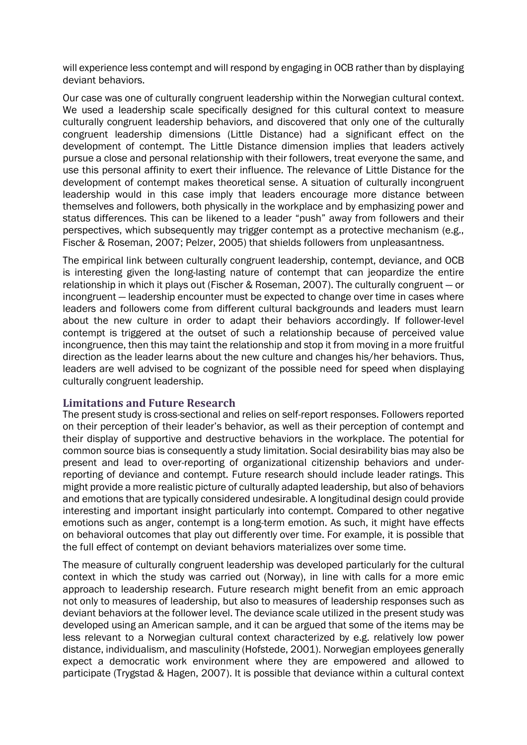will experience less contempt and will respond by engaging in OCB rather than by displaying deviant behaviors.

Our case was one of culturally congruent leadership within the Norwegian cultural context. We used a leadership scale specifically designed for this cultural context to measure culturally congruent leadership behaviors, and discovered that only one of the culturally congruent leadership dimensions (Little Distance) had a significant effect on the development of contempt. The Little Distance dimension implies that leaders actively pursue a close and personal relationship with their followers, treat everyone the same, and use this personal affinity to exert their influence. The relevance of Little Distance for the development of contempt makes theoretical sense. A situation of culturally incongruent leadership would in this case imply that leaders encourage more distance between themselves and followers, both physically in the workplace and by emphasizing power and status differences. This can be likened to a leader "push" away from followers and their perspectives, which subsequently may trigger contempt as a protective mechanism (e.g., Fischer & Roseman, 2007; Pelzer, 2005) that shields followers from unpleasantness.

The empirical link between culturally congruent leadership, contempt, deviance, and OCB is interesting given the long-lasting nature of contempt that can jeopardize the entire relationship in which it plays out (Fischer & Roseman, 2007). The culturally congruent — or incongruent — leadership encounter must be expected to change over time in cases where leaders and followers come from different cultural backgrounds and leaders must learn about the new culture in order to adapt their behaviors accordingly. If follower-level contempt is triggered at the outset of such a relationship because of perceived value incongruence, then this may taint the relationship and stop it from moving in a more fruitful direction as the leader learns about the new culture and changes his/her behaviors. Thus, leaders are well advised to be cognizant of the possible need for speed when displaying culturally congruent leadership.

## Limitations and Future Research

The present study is cross-sectional and relies on self-report responses. Followers reported on their perception of their leader's behavior, as well as their perception of contempt and their display of supportive and destructive behaviors in the workplace. The potential for common source bias is consequently a study limitation. Social desirability bias may also be present and lead to over-reporting of organizational citizenship behaviors and under-reporting of deviance and contempt. Future research should include leader ratings. This might provide a more realistic picture of culturally adapted leadership, but also of behaviors and emotions that are typically considered undesirable. A longitudinal design could provide interesting and important insight particularly into contempt. Compared to other negative emotions such as anger, contempt is a long-term emotion. As such, it might have effects on behavioral outcomes that play out differently over time. For example, it is possible that the full effect of contempt on deviant behaviors materializes over some time.

The measure of culturally congruent leadership was developed particularly for the cultural context in which the study was carried out (Norway), in line with calls for a more emic approach to leadership research. Future research might benefit from an emic approach not only to measures of leadership, but also to measures of leadership responses such as deviant behaviors at the follower level. The deviance scale utilized in the present study was developed using an American sample, and it can be argued that some of the items may be less relevant to a Norwegian cultural context characterized by e.g. relatively low power distance, individualism, and masculinity (Hofstede, 2001). Norwegian employees generally expect a democratic work environment where they are empowered and allowed to participate (Trygstad & Hagen, 2007). It is possible that deviance within a cultural context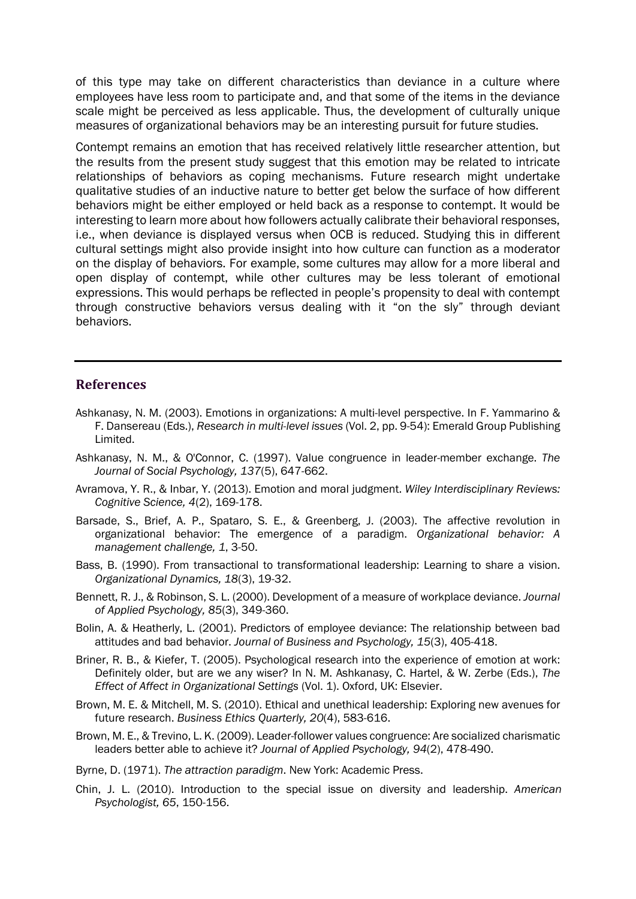of this type may take on different characteristics than deviance in a culture where employees have less room to participate and, and that some of the items in the deviance scale might be perceived as less applicable. Thus, the development of culturally unique measures of organizational behaviors may be an interesting pursuit for future studies.

Contempt remains an emotion that has received relatively little researcher attention, but the results from the present study suggest that this emotion may be related to intricate relationships of behaviors as coping mechanisms. Future research might undertake qualitative studies of an inductive nature to better get below the surface of how different behaviors might be either employed or held back as a response to contempt. It would be interesting to learn more about how followers actually calibrate their behavioral responses, i.e., when deviance is displayed versus when OCB is reduced. Studying this in different cultural settings might also provide insight into how culture can function as a moderator on the display of behaviors. For example, some cultures may allow for a more liberal and open display of contempt, while other cultures may be less tolerant of emotional expressions. This would perhaps be reflected in people's propensity to deal with contempt through constructive behaviors versus dealing with it "on the sly" through deviant behaviors.

---

## References

Ashkanasy, N. M. (2003). Emotions in organizations: A multi-level perspective. In F. Yammarino & F. Dansereau (Eds.), *Research in multi-level issues* (Vol. 2, pp. 9-54): Emerald Group Publishing Limited.

Ashkanasy, N. M., & O'Connor, C. (1997). Value congruence in leader-member exchange. *The Journal of Social Psychology, 137*(5), 647-662.

Avramova, Y. R., & Inbar, Y. (2013). Emotion and moral judgment. *Wiley Interdisciplinary Reviews: Cognitive Science, 4*(2), 169-178.

Barsade, S., Brief, A. P., Spataro, S. E., & Greenberg, J. (2003). The affective revolution in organizational behavior: The emergence of a paradigm. *Organizational behavior: A management challenge, 1*, 3-50.

Bass, B. (1990). From transactional to transformational leadership: Learning to share a vision. *Organizational Dynamics, 18*(3), 19-32.

Bennett, R. J., & Robinson, S. L. (2000). Development of a measure of workplace deviance. *Journal of Applied Psychology, 85*(3), 349-360.

Bolin, A. & Heatherly, L. (2001). Predictors of employee deviance: The relationship between bad attitudes and bad behavior. *Journal of Business and Psychology, 15*(3), 405-418.

Briner, R. B., & Kiefer, T. (2005). Psychological research into the experience of emotion at work: Definitely older, but are we any wiser? In N. M. Ashkanasy, C. Hartel, & W. Zerbe (Eds.), *The Effect of Affect in Organizational Settings* (Vol. 1). Oxford, UK: Elsevier.

Brown, M. E. & Mitchell, M. S. (2010). Ethical and unethical leadership: Exploring new avenues for future research. *Business Ethics Quarterly, 20*(4), 583-616.

Brown, M. E., & Trevino, L. K. (2009). Leader-follower values congruence: Are socialized charismatic leaders better able to achieve it? *Journal of Applied Psychology, 94*(2), 478-490.

Byrne, D. (1971). *The attraction paradigm*. New York: Academic Press.

Chin, J. L. (2010). Introduction to the special issue on diversity and leadership. *American Psychologist, 65*, 150-156.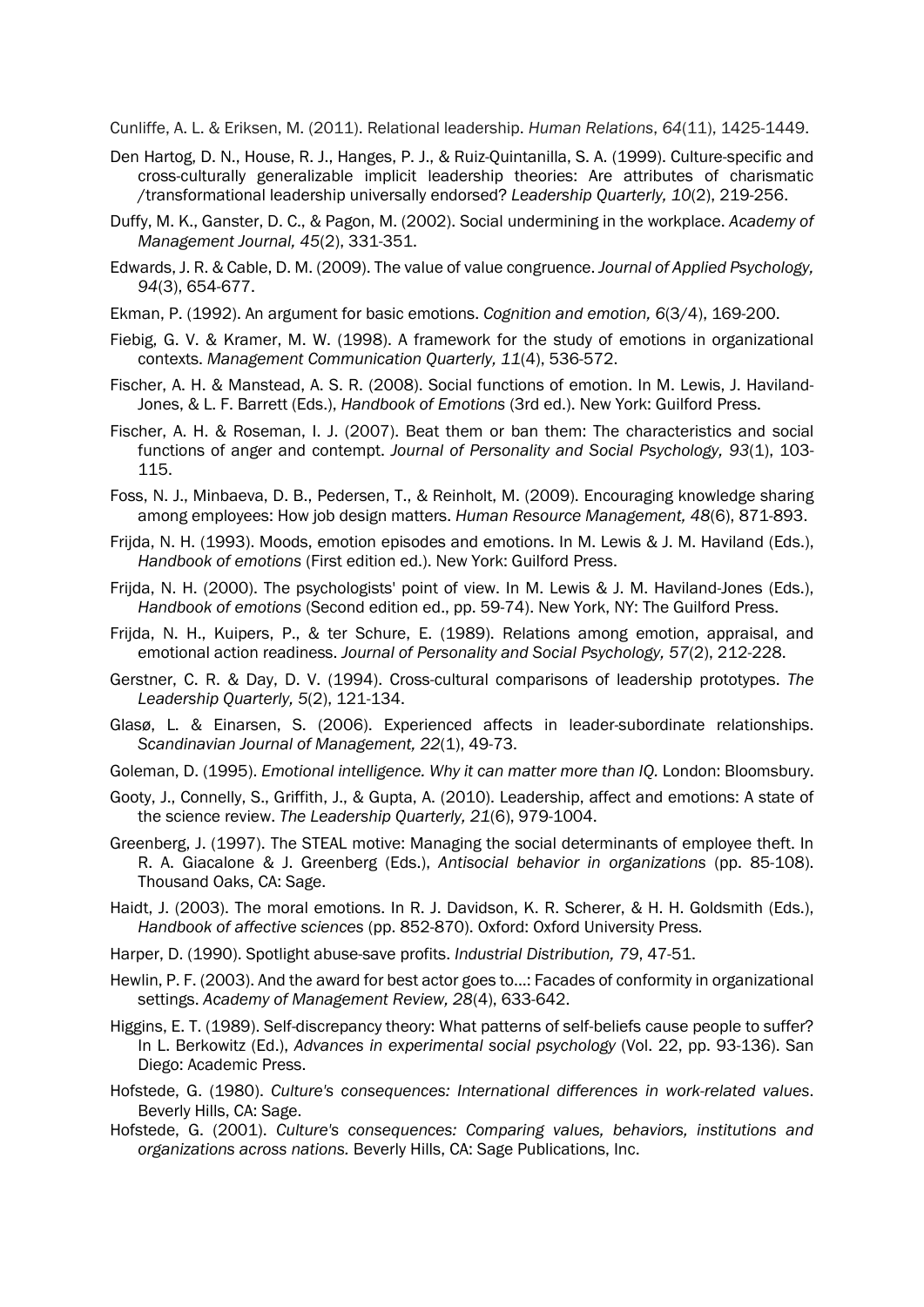Cunliffe, A. L. & Eriksen, M. (2011). Relational leadership. *Human Relations*, *64*(11), 1425-1449.

Den Hartog, D. N., House, R. J., Hanges, P. J., & Ruiz-Quintanilla, S. A. (1999). Culture-specific and cross-culturally generalizable implicit leadership theories: Are attributes of charismatic /transformational leadership universally endorsed? *Leadership Quarterly, 10*(2), 219-256.

Duffy, M. K., Ganster, D. C., & Pagon, M. (2002). Social undermining in the workplace. *Academy of Management Journal, 45*(2), 331-351.

Edwards, J. R. & Cable, D. M. (2009). The value of value congruence. *Journal of Applied Psychology, 94*(3), 654-677.

Ekman, P. (1992). An argument for basic emotions. *Cognition and emotion, 6*(3/4), 169-200.

Fiebig, G. V. & Kramer, M. W. (1998). A framework for the study of emotions in organizational contexts. *Management Communication Quarterly, 11*(4), 536-572.

Fischer, A. H. & Manstead, A. S. R. (2008). Social functions of emotion. In M. Lewis, J. Haviland-Jones, & L. F. Barrett (Eds.), *Handbook of Emotions* (3rd ed.). New York: Guilford Press.

Fischer, A. H. & Roseman, I. J. (2007). Beat them or ban them: The characteristics and social functions of anger and contempt. *Journal of Personality and Social Psychology, 93*(1), 103-115.

Foss, N. J., Minbaeva, D. B., Pedersen, T., & Reinholt, M. (2009). Encouraging knowledge sharing among employees: How job design matters. *Human Resource Management, 48*(6), 871-893.

Frijda, N. H. (1993). Moods, emotion episodes and emotions. In M. Lewis & J. M. Haviland (Eds.), *Handbook of emotions* (First edition ed.). New York: Guilford Press.

Frijda, N. H. (2000). The psychologists' point of view. In M. Lewis & J. M. Haviland-Jones (Eds.), *Handbook of emotions* (Second edition ed., pp. 59-74). New York, NY: The Guilford Press.

Frijda, N. H., Kuipers, P., & ter Schure, E. (1989). Relations among emotion, appraisal, and emotional action readiness. *Journal of Personality and Social Psychology, 57*(2), 212-228.

Gerstner, C. R. & Day, D. V. (1994). Cross-cultural comparisons of leadership prototypes. *The Leadership Quarterly, 5*(2), 121-134.

Glasø, L. & Einarsen, S. (2006). Experienced affects in leader-subordinate relationships. *Scandinavian Journal of Management, 22*(1), 49-73.

Goleman, D. (1995). *Emotional intelligence. Why it can matter more than IQ.* London: Bloomsbury.

Gooty, J., Connelly, S., Griffith, J., & Gupta, A. (2010). Leadership, affect and emotions: A state of the science review. *The Leadership Quarterly, 21*(6), 979-1004.

Greenberg, J. (1997). The STEAL motive: Managing the social determinants of employee theft. In R. A. Giacalone & J. Greenberg (Eds.), *Antisocial behavior in organizations* (pp. 85-108). Thousand Oaks, CA: Sage.

Haidt, J. (2003). The moral emotions. In R. J. Davidson, K. R. Scherer, & H. H. Goldsmith (Eds.), *Handbook of affective sciences* (pp. 852-870). Oxford: Oxford University Press.

Harper, D. (1990). Spotlight abuse-save profits. *Industrial Distribution, 79*, 47-51.

Hewlin, P. F. (2003). And the award for best actor goes to...: Facades of conformity in organizational settings. *Academy of Management Review, 28*(4), 633-642.

Higgins, E. T. (1989). Self-discrepancy theory: What patterns of self-beliefs cause people to suffer? In L. Berkowitz (Ed.), *Advances in experimental social psychology* (Vol. 22, pp. 93-136). San Diego: Academic Press.

Hofstede, G. (1980). *Culture's consequences: International differences in work-related values*. Beverly Hills, CA: Sage.

Hofstede, G. (2001). *Culture's consequences: Comparing values, behaviors, institutions and organizations across nations.* Beverly Hills, CA: Sage Publications, Inc.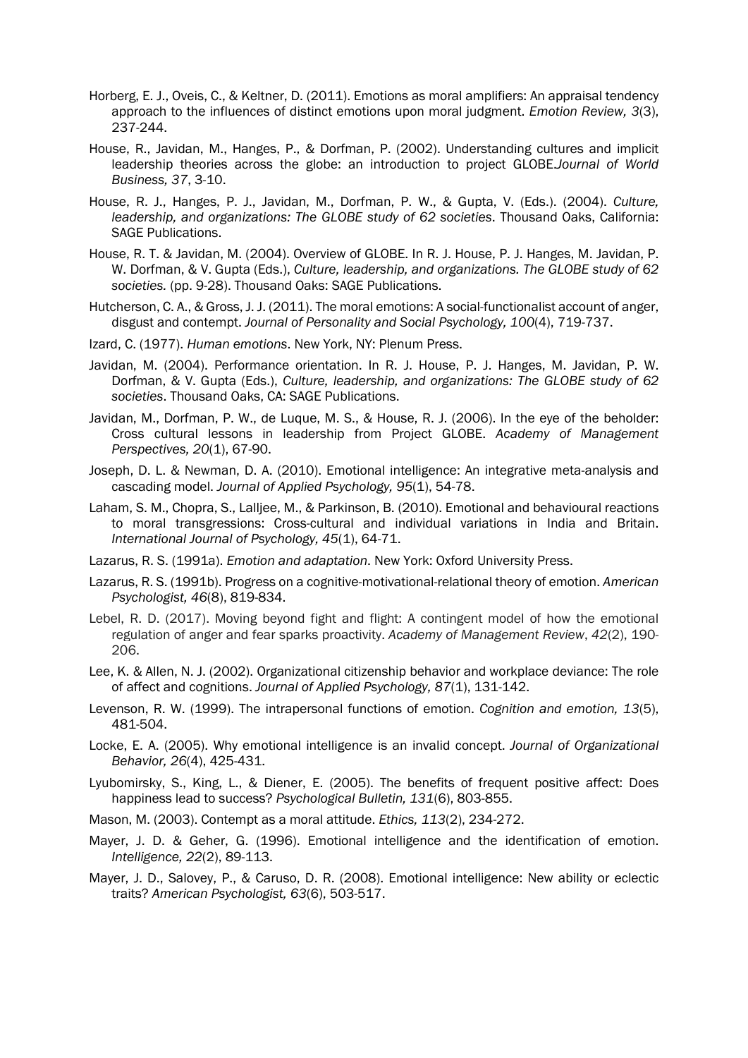Horberg, E. J., Oveis, C., & Keltner, D. (2011). Emotions as moral amplifiers: An appraisal tendency approach to the influences of distinct emotions upon moral judgment. *Emotion Review, 3*(3), 237-244.

House, R., Javidan, M., Hanges, P., & Dorfman, P. (2002). Understanding cultures and implicit leadership theories across the globe: an introduction to project GLOBE.*Journal of World Business, 37*, 3-10.

House, R. J., Hanges, P. J., Javidan, M., Dorfman, P. W., & Gupta, V. (Eds.). (2004). *Culture, leadership, and organizations: The GLOBE study of 62 societies*. Thousand Oaks, California: SAGE Publications.

House, R. T. & Javidan, M. (2004). Overview of GLOBE. In R. J. House, P. J. Hanges, M. Javidan, P. W. Dorfman, & V. Gupta (Eds.), *Culture, leadership, and organizations. The GLOBE study of 62 societies.* (pp. 9-28). Thousand Oaks: SAGE Publications.

Hutcherson, C. A., & Gross, J. J. (2011). The moral emotions: A social-functionalist account of anger, disgust and contempt. *Journal of Personality and Social Psychology, 100*(4), 719-737.

Izard, C. (1977). *Human emotions*. New York, NY: Plenum Press.

Javidan, M. (2004). Performance orientation. In R. J. House, P. J. Hanges, M. Javidan, P. W. Dorfman, & V. Gupta (Eds.), *Culture, leadership, and organizations: The GLOBE study of 62 societies*. Thousand Oaks, CA: SAGE Publications.

Javidan, M., Dorfman, P. W., de Luque, M. S., & House, R. J. (2006). In the eye of the beholder: Cross cultural lessons in leadership from Project GLOBE. *Academy of Management Perspectives, 20*(1), 67-90.

Joseph, D. L. & Newman, D. A. (2010). Emotional intelligence: An integrative meta-analysis and cascading model. *Journal of Applied Psychology, 95*(1), 54-78.

Laham, S. M., Chopra, S., Lalljee, M., & Parkinson, B. (2010). Emotional and behavioural reactions to moral transgressions: Cross-cultural and individual variations in India and Britain. *International Journal of Psychology, 45*(1), 64-71.

Lazarus, R. S. (1991a). *Emotion and adaptation*. New York: Oxford University Press.

Lazarus, R. S. (1991b). Progress on a cognitive-motivational-relational theory of emotion. *American Psychologist, 46*(8), 819-834.

Lebel, R. D. (2017). Moving beyond fight and flight: A contingent model of how the emotional regulation of anger and fear sparks proactivity. *Academy of Management Review*, *42*(2), 190-206.

Lee, K. & Allen, N. J. (2002). Organizational citizenship behavior and workplace deviance: The role of affect and cognitions. *Journal of Applied Psychology, 87*(1), 131-142.

Levenson, R. W. (1999). The intrapersonal functions of emotion. *Cognition and emotion, 13*(5), 481-504.

Locke, E. A. (2005). Why emotional intelligence is an invalid concept. *Journal of Organizational Behavior, 26*(4), 425-431.

Lyubomirsky, S., King, L., & Diener, E. (2005). The benefits of frequent positive affect: Does happiness lead to success? *Psychological Bulletin, 131*(6), 803-855.

Mason, M. (2003). Contempt as a moral attitude. *Ethics, 113*(2), 234-272.

Mayer, J. D. & Geher, G. (1996). Emotional intelligence and the identification of emotion. *Intelligence, 22*(2), 89-113.

Mayer, J. D., Salovey, P., & Caruso, D. R. (2008). Emotional intelligence: New ability or eclectic traits? *American Psychologist, 63*(6), 503-517.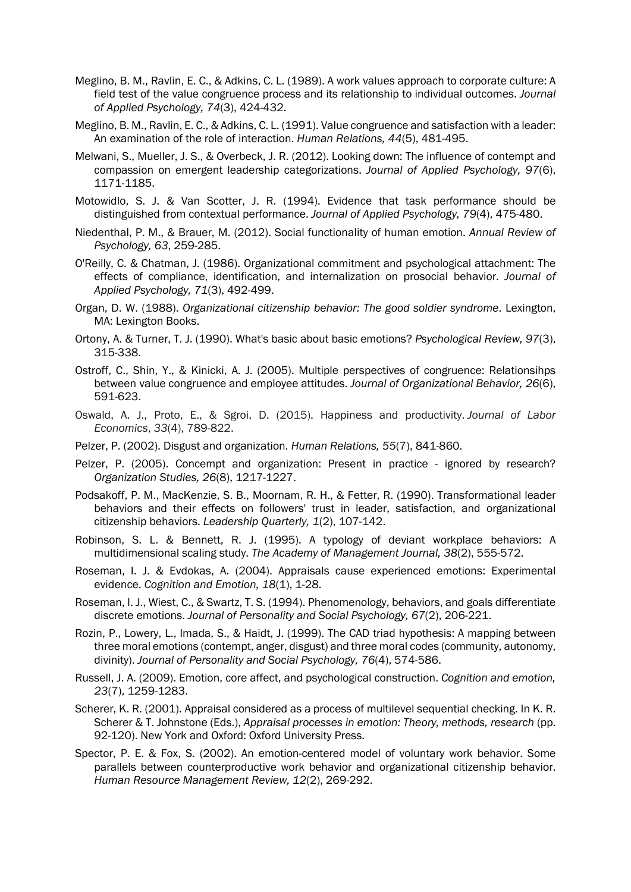Meglino, B. M., Ravlin, E. C., & Adkins, C. L. (1989). A work values approach to corporate culture: A field test of the value congruence process and its relationship to individual outcomes. *Journal of Applied Psychology, 74*(3), 424-432.

Meglino, B. M., Ravlin, E. C., & Adkins, C. L. (1991). Value congruence and satisfaction with a leader: An examination of the role of interaction. *Human Relations, 44*(5), 481-495.

Melwani, S., Mueller, J. S., & Overbeck, J. R. (2012). Looking down: The influence of contempt and compassion on emergent leadership categorizations. *Journal of Applied Psychology, 97*(6), 1171-1185.

Motowidlo, S. J. & Van Scotter, J. R. (1994). Evidence that task performance should be distinguished from contextual performance. *Journal of Applied Psychology, 79*(4), 475-480.

Niedenthal, P. M., & Brauer, M. (2012). Social functionality of human emotion. *Annual Review of Psychology, 63*, 259-285.

O'Reilly, C. & Chatman, J. (1986). Organizational commitment and psychological attachment: The effects of compliance, identification, and internalization on prosocial behavior. *Journal of Applied Psychology, 71*(3), 492-499.

Organ, D. W. (1988). *Organizational citizenship behavior: The good soldier syndrome*. Lexington, MA: Lexington Books.

Ortony, A. & Turner, T. J. (1990). What's basic about basic emotions? *Psychological Review, 97*(3), 315-338.

Ostroff, C., Shin, Y., & Kinicki, A. J. (2005). Multiple perspectives of congruence: Relationsihps between value congruence and employee attitudes. *Journal of Organizational Behavior, 26*(6), 591-623.

Oswald, A. J., Proto, E., & Sgroi, D. (2015). Happiness and productivity. *Journal of Labor Economics*, *33*(4), 789-822.

Pelzer, P. (2002). Disgust and organization. *Human Relations, 55*(7), 841-860.

Pelzer, P. (2005). Concempt and organization: Present in practice - ignored by research? *Organization Studies, 26*(8), 1217-1227.

Podsakoff, P. M., MacKenzie, S. B., Moornam, R. H., & Fetter, R. (1990). Transformational leader behaviors and their effects on followers' trust in leader, satisfaction, and organizational citizenship behaviors. *Leadership Quarterly, 1*(2), 107-142.

Robinson, S. L. & Bennett, R. J. (1995). A typology of deviant workplace behaviors: A multidimensional scaling study. *The Academy of Management Journal, 38*(2), 555-572.

Roseman, I. J. & Evdokas, A. (2004). Appraisals cause experienced emotions: Experimental evidence. *Cognition and Emotion, 18*(1), 1-28.

Roseman, I. J., Wiest, C., & Swartz, T. S. (1994). Phenomenology, behaviors, and goals differentiate discrete emotions. *Journal of Personality and Social Psychology, 67*(2), 206-221.

Rozin, P., Lowery, L., Imada, S., & Haidt, J. (1999). The CAD triad hypothesis: A mapping between three moral emotions (contempt, anger, disgust) and three moral codes (community, autonomy, divinity). *Journal of Personality and Social Psychology, 76*(4), 574-586.

Russell, J. A. (2009). Emotion, core affect, and psychological construction. *Cognition and emotion, 23*(7), 1259-1283.

Scherer, K. R. (2001). Appraisal considered as a process of multilevel sequential checking. In K. R. Scherer & T. Johnstone (Eds.), *Appraisal processes in emotion: Theory, methods, research* (pp. 92-120). New York and Oxford: Oxford University Press.

Spector, P. E. & Fox, S. (2002). An emotion-centered model of voluntary work behavior. Some parallels between counterproductive work behavior and organizational citizenship behavior. *Human Resource Management Review, 12*(2), 269-292.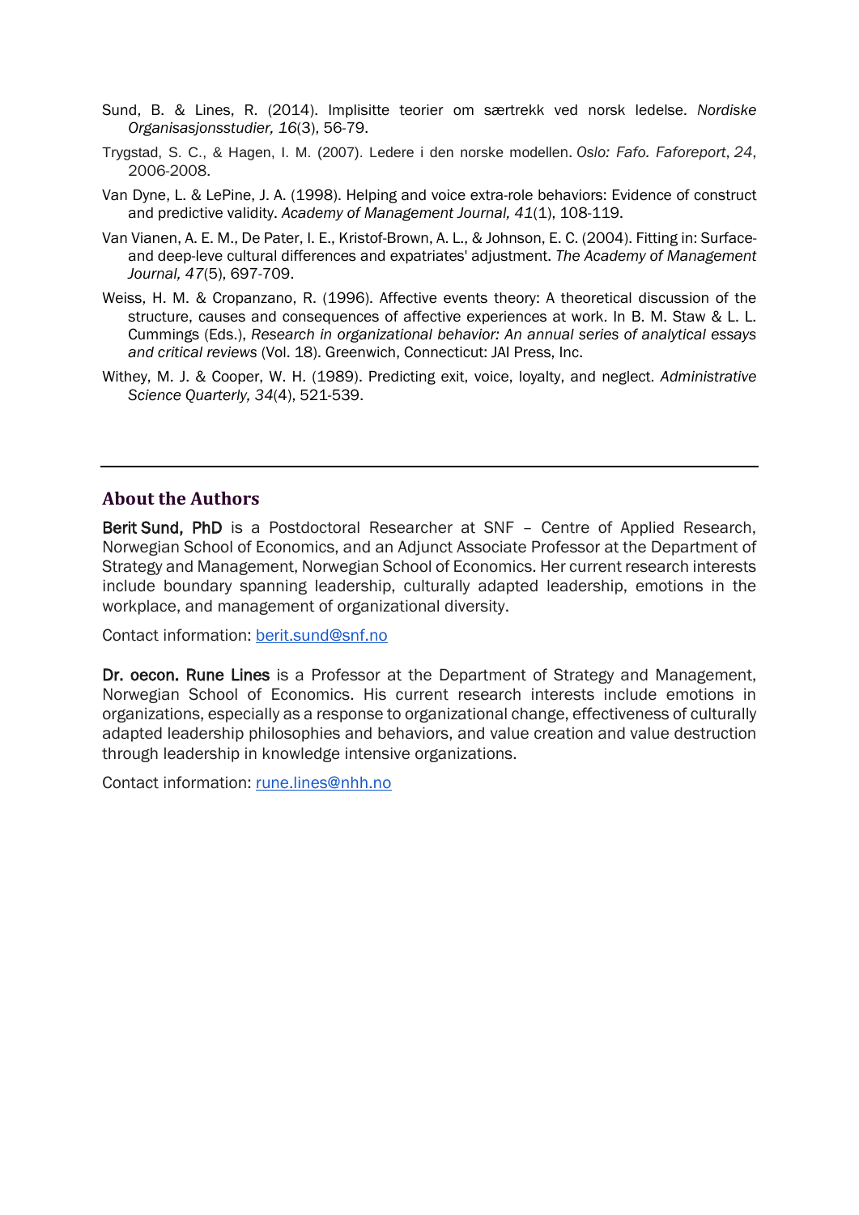Sund, B. & Lines, R. (2014). Implisitte teorier om særtrekk ved norsk ledelse. *Nordiske Organisasjonsstudier, 16*(3), 56-79.

Trygstad, S. C., & Hagen, I. M. (2007). Ledere i den norske modellen. *Oslo: Fafo. Faforeport*, *24*, 2006-2008.

Van Dyne, L. & LePine, J. A. (1998). Helping and voice extra-role behaviors: Evidence of construct and predictive validity. *Academy of Management Journal, 41*(1), 108-119.

Van Vianen, A. E. M., De Pater, I. E., Kristof-Brown, A. L., & Johnson, E. C. (2004). Fitting in: Surface- and deep-leve cultural differences and expatriates' adjustment. *The Academy of Management Journal, 47*(5), 697-709.

Weiss, H. M. & Cropanzano, R. (1996). Affective events theory: A theoretical discussion of the structure, causes and consequences of affective experiences at work. In B. M. Staw & L. L. Cummings (Eds.), *Research in organizational behavior: An annual series of analytical essays and critical reviews* (Vol. 18). Greenwich, Connecticut: JAI Press, Inc.

Withey, M. J. & Cooper, W. H. (1989). Predicting exit, voice, loyalty, and neglect. *Administrative Science Quarterly, 34*(4), 521-539.

---

## About the Authors

**Berit Sund, PhD** is a Postdoctoral Researcher at SNF – Centre of Applied Research, Norwegian School of Economics, and an Adjunct Associate Professor at the Department of Strategy and Management, Norwegian School of Economics. Her current research interests include boundary spanning leadership, culturally adapted leadership, emotions in the workplace, and management of organizational diversity.

Contact information: berit.sund@snf.no

**Dr. oecon. Rune Lines** is a Professor at the Department of Strategy and Management, Norwegian School of Economics. His current research interests include emotions in organizations, especially as a response to organizational change, effectiveness of culturally adapted leadership philosophies and behaviors, and value creation and value destruction through leadership in knowledge intensive organizations.

Contact information: rune.lines@nhh.no